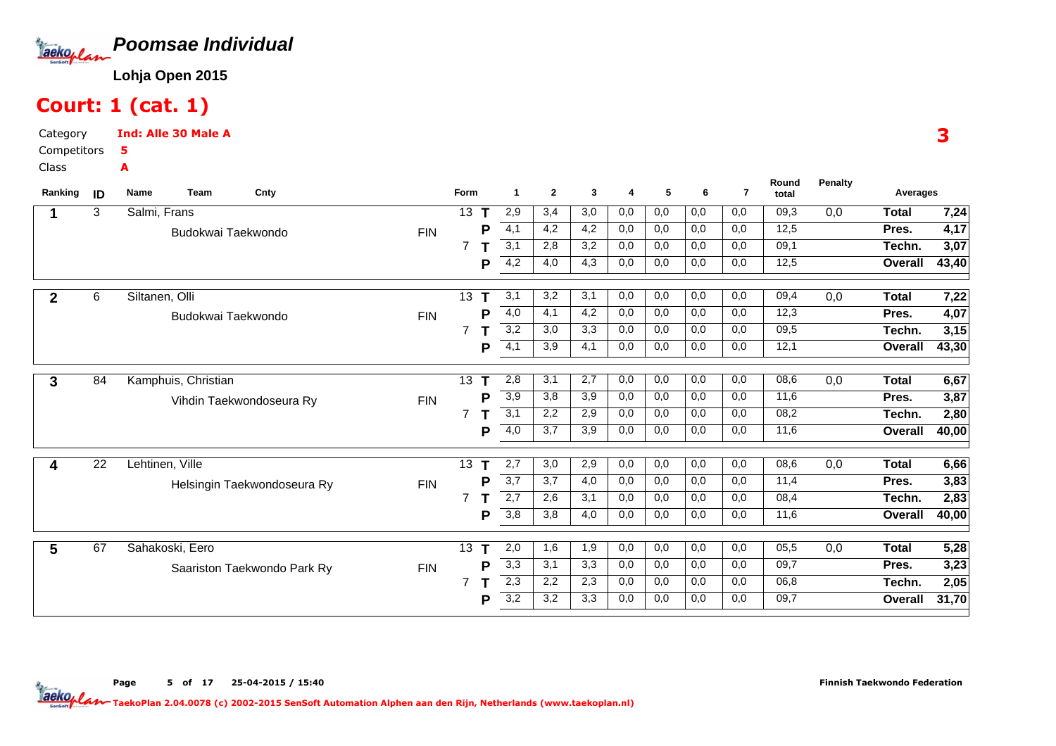# Poomsae Individual

**Lohja Open 2015**

## Court: 1 (cat. 1)

Category **Ind: Alle 30 Male A**

Competitors **5**

Class **A**

3

| Ranking | ID | Name / Team | Cnty | Form | | 1 | 2 | 3 | 4 | 5 | 6 | 7 | Round total | Penalty | Averages | |
|---|---|---|---|---|---|---|---|---|---|---|---|---|---|---|---|---|
| 1 | 3 | Salmi, Frans | | 13 | T | 2,9 | 3,4 | 3,0 | 0,0 | 0,0 | 0,0 | 0,0 | 09,3 | 0,0 | Total | 7,24 |
| | | Budokwai Taekwondo | FIN | | P | 4,1 | 4,2 | 4,2 | 0,0 | 0,0 | 0,0 | 0,0 | 12,5 | | Pres. | 4,17 |
| | | | | 7 | T | 3,1 | 2,8 | 3,2 | 0,0 | 0,0 | 0,0 | 0,0 | 09,1 | | Techn. | 3,07 |
| | | | | | P | 4,2 | 4,0 | 4,3 | 0,0 | 0,0 | 0,0 | 0,0 | 12,5 | | Overall | 43,40 |
| 2 | 6 | Siltanen, Olli | | 13 | T | 3,1 | 3,2 | 3,1 | 0,0 | 0,0 | 0,0 | 0,0 | 09,4 | 0,0 | Total | 7,22 |
| | | Budokwai Taekwondo | FIN | | P | 4,0 | 4,1 | 4,2 | 0,0 | 0,0 | 0,0 | 0,0 | 12,3 | | Pres. | 4,07 |
| | | | | 7 | T | 3,2 | 3,0 | 3,3 | 0,0 | 0,0 | 0,0 | 0,0 | 09,5 | | Techn. | 3,15 |
| | | | | | P | 4,1 | 3,9 | 4,1 | 0,0 | 0,0 | 0,0 | 0,0 | 12,1 | | Overall | 43,30 |
| 3 | 84 | Kamphuis, Christian | | 13 | T | 2,8 | 3,1 | 2,7 | 0,0 | 0,0 | 0,0 | 0,0 | 08,6 | 0,0 | Total | 6,67 |
| | | Vihdin Taekwondoseura Ry | FIN | | P | 3,9 | 3,8 | 3,9 | 0,0 | 0,0 | 0,0 | 0,0 | 11,6 | | Pres. | 3,87 |
| | | | | 7 | T | 3,1 | 2,2 | 2,9 | 0,0 | 0,0 | 0,0 | 0,0 | 08,2 | | Techn. | 2,80 |
| | | | | | P | 4,0 | 3,7 | 3,9 | 0,0 | 0,0 | 0,0 | 0,0 | 11,6 | | Overall | 40,00 |
| 4 | 22 | Lehtinen, Ville | | 13 | T | 2,7 | 3,0 | 2,9 | 0,0 | 0,0 | 0,0 | 0,0 | 08,6 | 0,0 | Total | 6,66 |
| | | Helsingin Taekwondoseura Ry | FIN | | P | 3,7 | 3,7 | 4,0 | 0,0 | 0,0 | 0,0 | 0,0 | 11,4 | | Pres. | 3,83 |
| | | | | 7 | T | 2,7 | 2,6 | 3,1 | 0,0 | 0,0 | 0,0 | 0,0 | 08,4 | | Techn. | 2,83 |
| | | | | | P | 3,8 | 3,8 | 4,0 | 0,0 | 0,0 | 0,0 | 0,0 | 11,6 | | Overall | 40,00 |
| 5 | 67 | Sahakoski, Eero | | 13 | T | 2,0 | 1,6 | 1,9 | 0,0 | 0,0 | 0,0 | 0,0 | 05,5 | 0,0 | Total | 5,28 |
| | | Saariston Taekwondo Park Ry | FIN | | P | 3,3 | 3,1 | 3,3 | 0,0 | 0,0 | 0,0 | 0,0 | 09,7 | | Pres. | 3,23 |
| | | | | 7 | T | 2,3 | 2,2 | 2,3 | 0,0 | 0,0 | 0,0 | 0,0 | 06,8 | | Techn. | 2,05 |
| | | | | | P | 3,2 | 3,2 | 3,3 | 0,0 | 0,0 | 0,0 | 0,0 | 09,7 | | Overall | 31,70 |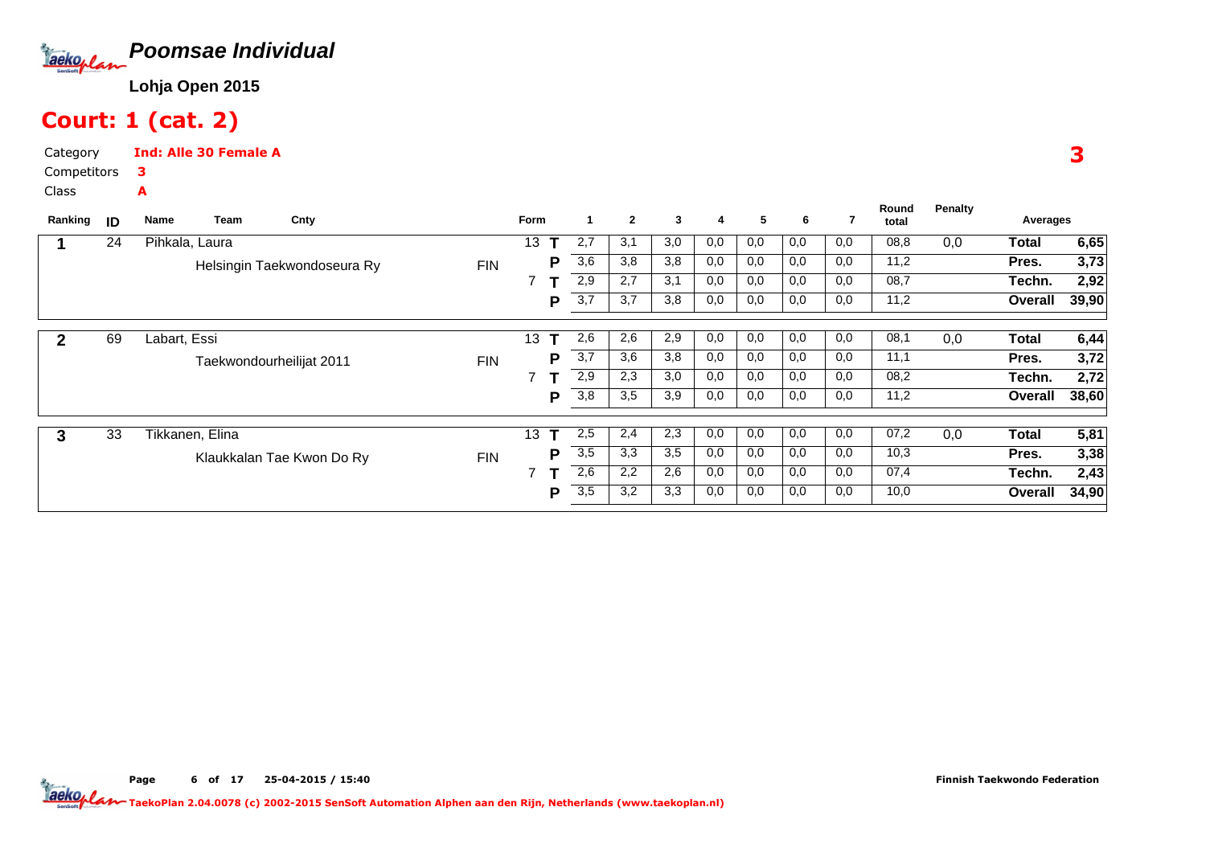# Poomsae Individual

**Lohja Open 2015**

## Court: 1 (cat. 2)

Category: **Ind: Alle 30 Female A**

Competitors: **3**

Class: **A**

**3**

| Ranking | ID | Name / Team | Cnty | Form | | 1 | 2 | 3 | 4 | 5 | 6 | 7 | Round total | Penalty | Averages | |
|---|---|---|---|---|---|---|---|---|---|---|---|---|---|---|---|---|
| 1 | 24 | Pihkala, Laura | | 13 | T | 2,7 | 3,1 | 3,0 | 0,0 | 0,0 | 0,0 | 0,0 | 08,8 | 0,0 | Total | 6,65 |
| | | Helsingin Taekwondoseura Ry | FIN | | P | 3,6 | 3,8 | 3,8 | 0,0 | 0,0 | 0,0 | 0,0 | 11,2 | | Pres. | 3,73 |
| | | | | 7 | T | 2,9 | 2,7 | 3,1 | 0,0 | 0,0 | 0,0 | 0,0 | 08,7 | | Techn. | 2,92 |
| | | | | | P | 3,7 | 3,7 | 3,8 | 0,0 | 0,0 | 0,0 | 0,0 | 11,2 | | Overall | 39,90 |
| 2 | 69 | Labart, Essi | | 13 | T | 2,6 | 2,6 | 2,9 | 0,0 | 0,0 | 0,0 | 0,0 | 08,1 | 0,0 | Total | 6,44 |
| | | Taekwondourheilijat 2011 | FIN | | P | 3,7 | 3,6 | 3,8 | 0,0 | 0,0 | 0,0 | 0,0 | 11,1 | | Pres. | 3,72 |
| | | | | 7 | T | 2,9 | 2,3 | 3,0 | 0,0 | 0,0 | 0,0 | 0,0 | 08,2 | | Techn. | 2,72 |
| | | | | | P | 3,8 | 3,5 | 3,9 | 0,0 | 0,0 | 0,0 | 0,0 | 11,2 | | Overall | 38,60 |
| 3 | 33 | Tikkanen, Elina | | 13 | T | 2,5 | 2,4 | 2,3 | 0,0 | 0,0 | 0,0 | 0,0 | 07,2 | 0,0 | Total | 5,81 |
| | | Klaukkalan Tae Kwon Do Ry | FIN | | P | 3,5 | 3,3 | 3,5 | 0,0 | 0,0 | 0,0 | 0,0 | 10,3 | | Pres. | 3,38 |
| | | | | 7 | T | 2,6 | 2,2 | 2,6 | 0,0 | 0,0 | 0,0 | 0,0 | 07,4 | | Techn. | 2,43 |
| | | | | | P | 3,5 | 3,2 | 3,3 | 0,0 | 0,0 | 0,0 | 0,0 | 10,0 | | Overall | 34,90 |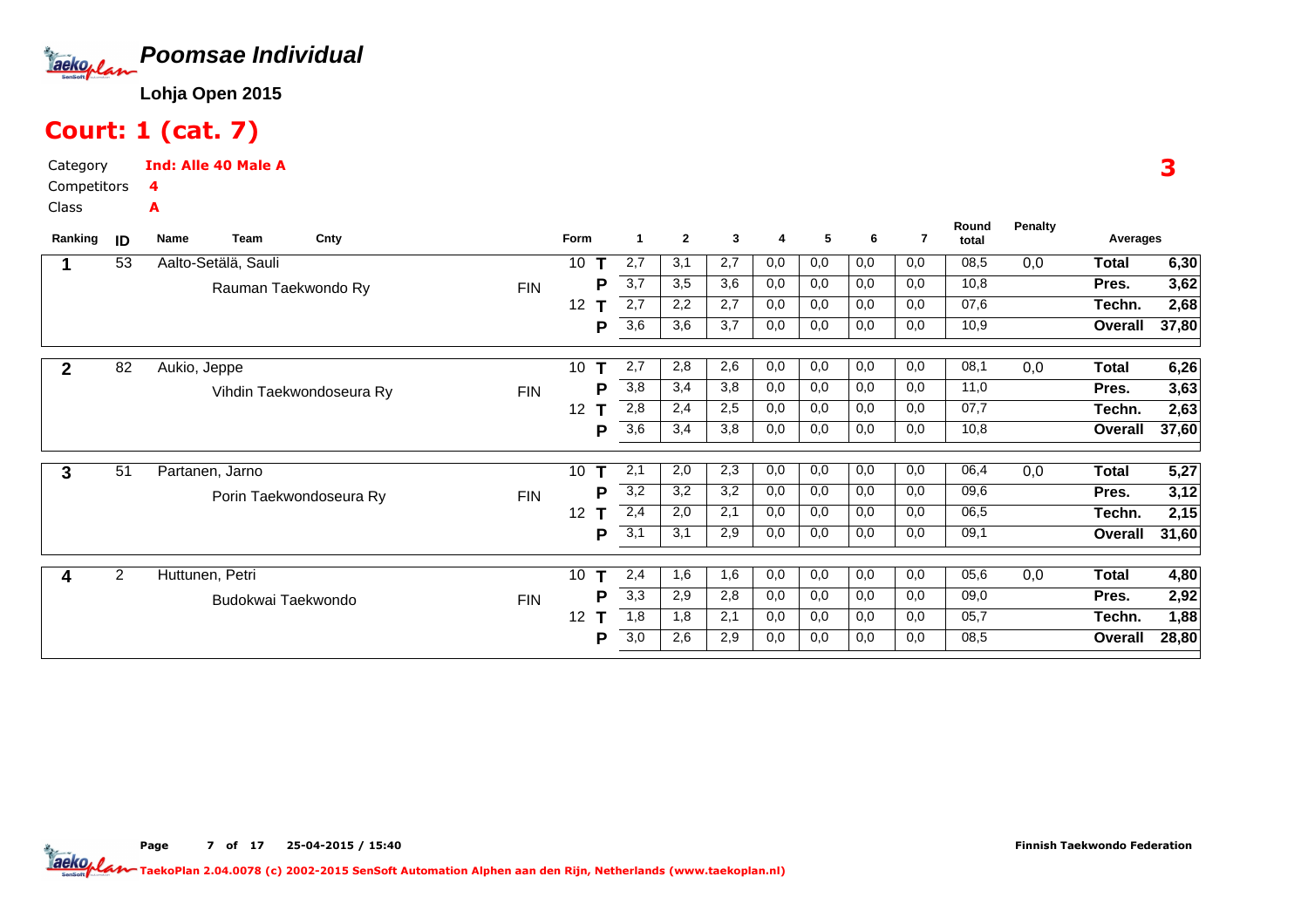# Poomsae Individual

**Lohja Open 2015**

## Court: 1 (cat. 7)

Category **Ind: Alle 40 Male A**
Competitors **4**
Class **A**

| Ranking | ID | Name | Team | Cnty | Form | | 1 | 2 | 3 | 4 | 5 | 6 | 7 | Round total | Penalty | Averages | |
|---|---|---|---|---|---|---|---|---|---|---|---|---|---|---|---|---|---|
| 1 | 53 | Aalto-Setälä, Sauli | Rauman Taekwondo Ry | FIN | 10 | T | 2,7 | 3,1 | 2,7 | 0,0 | 0,0 | 0,0 | 0,0 | 08,5 | 0,0 | Total | 6,30 |
| | | | | | | P | 3,7 | 3,5 | 3,6 | 0,0 | 0,0 | 0,0 | 0,0 | 10,8 | | Pres. | 3,62 |
| | | | | | 12 | T | 2,7 | 2,2 | 2,7 | 0,0 | 0,0 | 0,0 | 0,0 | 07,6 | | Techn. | 2,68 |
| | | | | | | P | 3,6 | 3,6 | 3,7 | 0,0 | 0,0 | 0,0 | 0,0 | 10,9 | | Overall | 37,80 |
| 2 | 82 | Aukio, Jeppe | Vihdin Taekwondoseura Ry | FIN | 10 | T | 2,7 | 2,8 | 2,6 | 0,0 | 0,0 | 0,0 | 0,0 | 08,1 | 0,0 | Total | 6,26 |
| | | | | | | P | 3,8 | 3,4 | 3,8 | 0,0 | 0,0 | 0,0 | 0,0 | 11,0 | | Pres. | 3,63 |
| | | | | | 12 | T | 2,8 | 2,4 | 2,5 | 0,0 | 0,0 | 0,0 | 0,0 | 07,7 | | Techn. | 2,63 |
| | | | | | | P | 3,6 | 3,4 | 3,8 | 0,0 | 0,0 | 0,0 | 0,0 | 10,8 | | Overall | 37,60 |
| 3 | 51 | Partanen, Jarno | Porin Taekwondoseura Ry | FIN | 10 | T | 2,1 | 2,0 | 2,3 | 0,0 | 0,0 | 0,0 | 0,0 | 06,4 | 0,0 | Total | 5,27 |
| | | | | | | P | 3,2 | 3,2 | 3,2 | 0,0 | 0,0 | 0,0 | 0,0 | 09,6 | | Pres. | 3,12 |
| | | | | | 12 | T | 2,4 | 2,0 | 2,1 | 0,0 | 0,0 | 0,0 | 0,0 | 06,5 | | Techn. | 2,15 |
| | | | | | | P | 3,1 | 3,1 | 2,9 | 0,0 | 0,0 | 0,0 | 0,0 | 09,1 | | Overall | 31,60 |
| 4 | 2 | Huttunen, Petri | Budokwai Taekwondo | FIN | 10 | T | 2,4 | 1,6 | 1,6 | 0,0 | 0,0 | 0,0 | 0,0 | 05,6 | 0,0 | Total | 4,80 |
| | | | | | | P | 3,3 | 2,9 | 2,8 | 0,0 | 0,0 | 0,0 | 0,0 | 09,0 | | Pres. | 2,92 |
| | | | | | 12 | T | 1,8 | 1,8 | 2,1 | 0,0 | 0,0 | 0,0 | 0,0 | 05,7 | | Techn. | 1,88 |
| | | | | | | P | 3,0 | 2,6 | 2,9 | 0,0 | 0,0 | 0,0 | 0,0 | 08,5 | | Overall | 28,80 |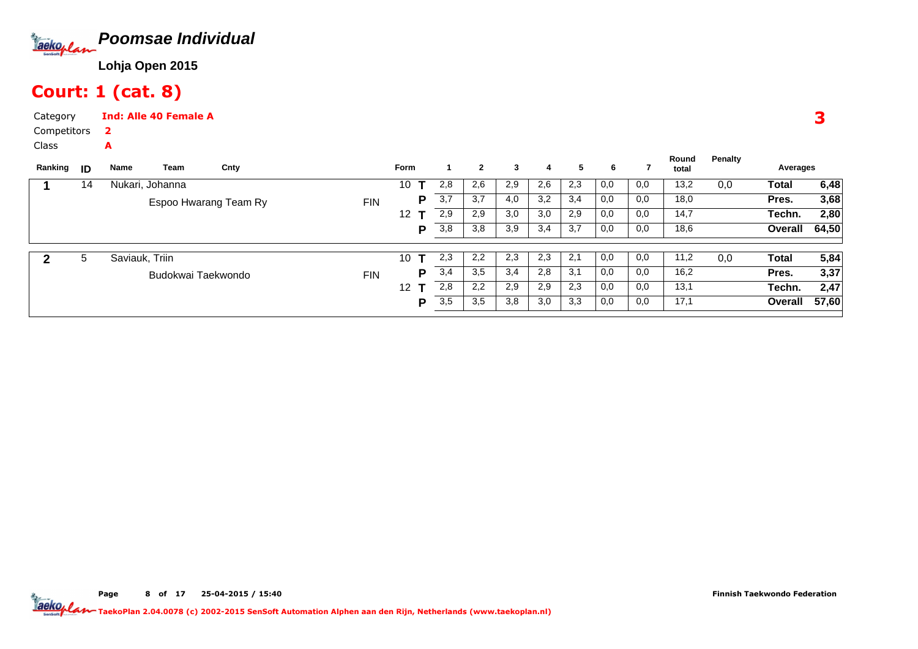# Poomsae Individual

**Lohja Open 2015**

## Court: 1 (cat. 8)

Category **Ind: Alle 40 Female A**

Competitors **2**

Class **A**

**3**

| Ranking | ID | Name / Team | Cnty | Form | | 1 | 2 | 3 | 4 | 5 | 6 | 7 | Round total | Penalty | Averages | |
|---|---|---|---|---|---|---|---|---|---|---|---|---|---|---|---|---|
| **1** | 14 | Nukari, Johanna | | 10 | **T** | 2,8 | 2,6 | 2,9 | 2,6 | 2,3 | 0,0 | 0,0 | 13,2 | 0,0 | **Total** | **6,48** |
| | | Espoo Hwarang Team Ry | FIN | | **P** | 3,7 | 3,7 | 4,0 | 3,2 | 3,4 | 0,0 | 0,0 | 18,0 | | **Pres.** | **3,68** |
| | | | | 12 | **T** | 2,9 | 2,9 | 3,0 | 3,0 | 2,9 | 0,0 | 0,0 | 14,7 | | **Techn.** | **2,80** |
| | | | | | **P** | 3,8 | 3,8 | 3,9 | 3,4 | 3,7 | 0,0 | 0,0 | 18,6 | | **Overall** | **64,50** |
| **2** | 5 | Saviauk, Triin | | 10 | **T** | 2,3 | 2,2 | 2,3 | 2,3 | 2,1 | 0,0 | 0,0 | 11,2 | 0,0 | **Total** | **5,84** |
| | | Budokwai Taekwondo | FIN | | **P** | 3,4 | 3,5 | 3,4 | 2,8 | 3,1 | 0,0 | 0,0 | 16,2 | | **Pres.** | **3,37** |
| | | | | 12 | **T** | 2,8 | 2,2 | 2,9 | 2,9 | 2,3 | 0,0 | 0,0 | 13,1 | | **Techn.** | **2,47** |
| | | | | | **P** | 3,5 | 3,5 | 3,8 | 3,0 | 3,3 | 0,0 | 0,0 | 17,1 | | **Overall** | **57,60** |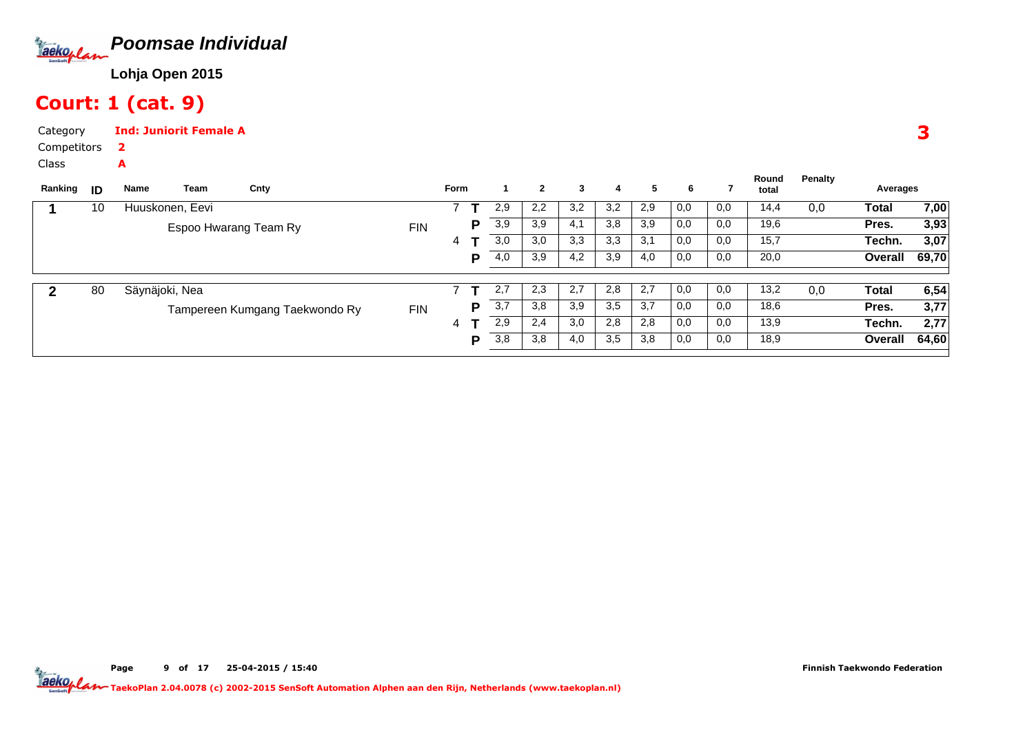# Poomsae Individual

**Lohja Open 2015**

## Court: 1 (cat. 9)

Category **Ind: Juniorit Female A**

Competitors **2**

Class **A**

**3**

| Ranking | ID | Name | Team | Cnty | Form | | 1 | 2 | 3 | 4 | 5 | 6 | 7 | Round total | Penalty | Averages | |
|---|---|---|---|---|---|---|---|---|---|---|---|---|---|---|---|---|---|
| **1** | 10 | Huuskonen, Eevi | | | 7 | **T** | 2,9 | 2,2 | 3,2 | 3,2 | 2,9 | 0,0 | 0,0 | 14,4 | 0,0 | **Total** | **7,00** |
| | | | Espoo Hwarang Team Ry | FIN | | **P** | 3,9 | 3,9 | 4,1 | 3,8 | 3,9 | 0,0 | 0,0 | 19,6 | | **Pres.** | **3,93** |
| | | | | | 4 | **T** | 3,0 | 3,0 | 3,3 | 3,3 | 3,1 | 0,0 | 0,0 | 15,7 | | **Techn.** | **3,07** |
| | | | | | | **P** | 4,0 | 3,9 | 4,2 | 3,9 | 4,0 | 0,0 | 0,0 | 20,0 | | **Overall** | **69,70** |
| **2** | 80 | Säynäjoki, Nea | | | 7 | **T** | 2,7 | 2,3 | 2,7 | 2,8 | 2,7 | 0,0 | 0,0 | 13,2 | 0,0 | **Total** | **6,54** |
| | | | Tampereen Kumgang Taekwondo Ry | FIN | | **P** | 3,7 | 3,8 | 3,9 | 3,5 | 3,7 | 0,0 | 0,0 | 18,6 | | **Pres.** | **3,77** |
| | | | | | 4 | **T** | 2,9 | 2,4 | 3,0 | 2,8 | 2,8 | 0,0 | 0,0 | 13,9 | | **Techn.** | **2,77** |
| | | | | | | **P** | 3,8 | 3,8 | 4,0 | 3,5 | 3,8 | 0,0 | 0,0 | 18,9 | | **Overall** | **64,60** |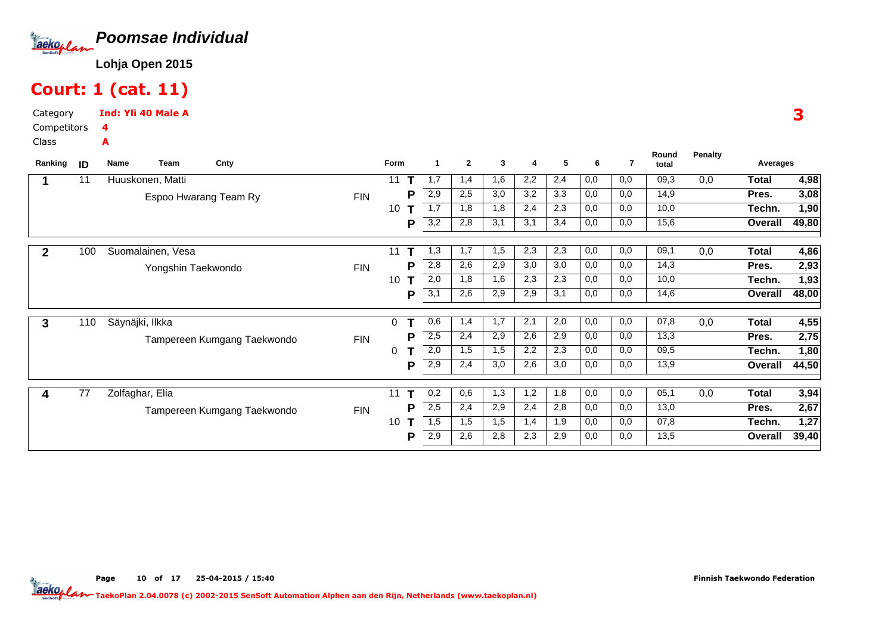# Poomsae Individual

**Lohja Open 2015**

## Court: 1 (cat. 11)

Category **Ind: Yli 40 Male A**

Competitors **4**

Class **A**

**3**

| Ranking | ID | Name / Team | Cnty | Form | | 1 | 2 | 3 | 4 | 5 | 6 | 7 | Round total | Penalty | Averages | |
|---|---|---|---|---|---|---|---|---|---|---|---|---|---|---|---|---|
| **1** | 11 | Huuskonen, Matti | | 11 | **T** | 1,7 | 1,4 | 1,6 | 2,2 | 2,4 | 0,0 | 0,0 | 09,3 | 0,0 | **Total** | **4,98** |
| | | Espoo Hwarang Team Ry | FIN | | **P** | 2,9 | 2,5 | 3,0 | 3,2 | 3,3 | 0,0 | 0,0 | 14,9 | | **Pres.** | **3,08** |
| | | | | 10 | **T** | 1,7 | 1,8 | 1,8 | 2,4 | 2,3 | 0,0 | 0,0 | 10,0 | | **Techn.** | **1,90** |
| | | | | | **P** | 3,2 | 2,8 | 3,1 | 3,1 | 3,4 | 0,0 | 0,0 | 15,6 | | **Overall** | **49,80** |
| **2** | 100 | Suomalainen, Vesa | | 11 | **T** | 1,3 | 1,7 | 1,5 | 2,3 | 2,3 | 0,0 | 0,0 | 09,1 | 0,0 | **Total** | **4,86** |
| | | Yongshin Taekwondo | FIN | | **P** | 2,8 | 2,6 | 2,9 | 3,0 | 3,0 | 0,0 | 0,0 | 14,3 | | **Pres.** | **2,93** |
| | | | | 10 | **T** | 2,0 | 1,8 | 1,6 | 2,3 | 2,3 | 0,0 | 0,0 | 10,0 | | **Techn.** | **1,93** |
| | | | | | **P** | 3,1 | 2,6 | 2,9 | 2,9 | 3,1 | 0,0 | 0,0 | 14,6 | | **Overall** | **48,00** |
| **3** | 110 | Säynäjki, Ilkka | | 0 | **T** | 0,6 | 1,4 | 1,7 | 2,1 | 2,0 | 0,0 | 0,0 | 07,8 | 0,0 | **Total** | **4,55** |
| | | Tampereen Kumgang Taekwondo | FIN | | **P** | 2,5 | 2,4 | 2,9 | 2,6 | 2,9 | 0,0 | 0,0 | 13,3 | | **Pres.** | **2,75** |
| | | | | 0 | **T** | 2,0 | 1,5 | 1,5 | 2,2 | 2,3 | 0,0 | 0,0 | 09,5 | | **Techn.** | **1,80** |
| | | | | | **P** | 2,9 | 2,4 | 3,0 | 2,6 | 3,0 | 0,0 | 0,0 | 13,9 | | **Overall** | **44,50** |
| **4** | 77 | Zolfaghar, Elia | | 11 | **T** | 0,2 | 0,6 | 1,3 | 1,2 | 1,8 | 0,0 | 0,0 | 05,1 | 0,0 | **Total** | **3,94** |
| | | Tampereen Kumgang Taekwondo | FIN | | **P** | 2,5 | 2,4 | 2,9 | 2,4 | 2,8 | 0,0 | 0,0 | 13,0 | | **Pres.** | **2,67** |
| | | | | 10 | **T** | 1,5 | 1,5 | 1,5 | 1,4 | 1,9 | 0,0 | 0,0 | 07,8 | | **Techn.** | **1,27** |
| | | | | | **P** | 2,9 | 2,6 | 2,8 | 2,3 | 2,9 | 0,0 | 0,0 | 13,5 | | **Overall** | **39,40** |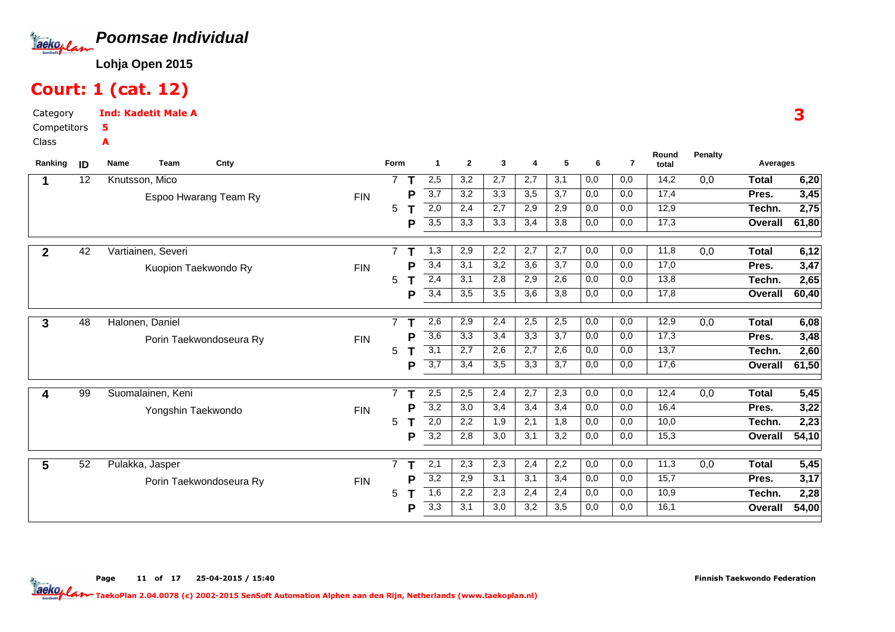# Poomsae Individual

**Lohja Open 2015**

## Court: 1 (cat. 12)

Category **Ind: Kadetit Male A**

Competitors **5**

Class **A**

**3**

| Ranking | ID | Name / Team | Cnty | Form | | 1 | 2 | 3 | 4 | 5 | 6 | 7 | Round total | Penalty | Averages | |
|---|---|---|---|---|---|---|---|---|---|---|---|---|---|---|---|---|
| 1 | 12 | Knutsson, Mico | | 7 | T | 2,5 | 3,2 | 2,7 | 2,7 | 3,1 | 0,0 | 0,0 | 14,2 | 0,0 | Total | 6,20 |
| | | Espoo Hwarang Team Ry | FIN | | P | 3,7 | 3,2 | 3,3 | 3,5 | 3,7 | 0,0 | 0,0 | 17,4 | | Pres. | 3,45 |
| | | | | 5 | T | 2,0 | 2,4 | 2,7 | 2,9 | 2,9 | 0,0 | 0,0 | 12,9 | | Techn. | 2,75 |
| | | | | | P | 3,5 | 3,3 | 3,3 | 3,4 | 3,8 | 0,0 | 0,0 | 17,3 | | Overall | 61,80 |
| 2 | 42 | Vartiainen, Severi | | 7 | T | 1,3 | 2,9 | 2,2 | 2,7 | 2,7 | 0,0 | 0,0 | 11,8 | 0,0 | Total | 6,12 |
| | | Kuopion Taekwondo Ry | FIN | | P | 3,4 | 3,1 | 3,2 | 3,6 | 3,7 | 0,0 | 0,0 | 17,0 | | Pres. | 3,47 |
| | | | | 5 | T | 2,4 | 3,1 | 2,8 | 2,9 | 2,6 | 0,0 | 0,0 | 13,8 | | Techn. | 2,65 |
| | | | | | P | 3,4 | 3,5 | 3,5 | 3,6 | 3,8 | 0,0 | 0,0 | 17,8 | | Overall | 60,40 |
| 3 | 48 | Halonen, Daniel | | 7 | T | 2,6 | 2,9 | 2,4 | 2,5 | 2,5 | 0,0 | 0,0 | 12,9 | 0,0 | Total | 6,08 |
| | | Porin Taekwondoseura Ry | FIN | | P | 3,6 | 3,3 | 3,4 | 3,3 | 3,7 | 0,0 | 0,0 | 17,3 | | Pres. | 3,48 |
| | | | | 5 | T | 3,1 | 2,7 | 2,6 | 2,7 | 2,6 | 0,0 | 0,0 | 13,7 | | Techn. | 2,60 |
| | | | | | P | 3,7 | 3,4 | 3,5 | 3,3 | 3,7 | 0,0 | 0,0 | 17,6 | | Overall | 61,50 |
| 4 | 99 | Suomalainen, Keni | | 7 | T | 2,5 | 2,5 | 2,4 | 2,7 | 2,3 | 0,0 | 0,0 | 12,4 | 0,0 | Total | 5,45 |
| | | Yongshin Taekwondo | FIN | | P | 3,2 | 3,0 | 3,4 | 3,4 | 3,4 | 0,0 | 0,0 | 16,4 | | Pres. | 3,22 |
| | | | | 5 | T | 2,0 | 2,2 | 1,9 | 2,1 | 1,8 | 0,0 | 0,0 | 10,0 | | Techn. | 2,23 |
| | | | | | P | 3,2 | 2,8 | 3,0 | 3,1 | 3,2 | 0,0 | 0,0 | 15,3 | | Overall | 54,10 |
| 5 | 52 | Pulakka, Jasper | | 7 | T | 2,1 | 2,3 | 2,3 | 2,4 | 2,2 | 0,0 | 0,0 | 11,3 | 0,0 | Total | 5,45 |
| | | Porin Taekwondoseura Ry | FIN | | P | 3,2 | 2,9 | 3,1 | 3,1 | 3,4 | 0,0 | 0,0 | 15,7 | | Pres. | 3,17 |
| | | | | 5 | T | 1,6 | 2,2 | 2,3 | 2,4 | 2,4 | 0,0 | 0,0 | 10,9 | | Techn. | 2,28 |
| | | | | | P | 3,3 | 3,1 | 3,0 | 3,2 | 3,5 | 0,0 | 0,0 | 16,1 | | Overall | 54,00 |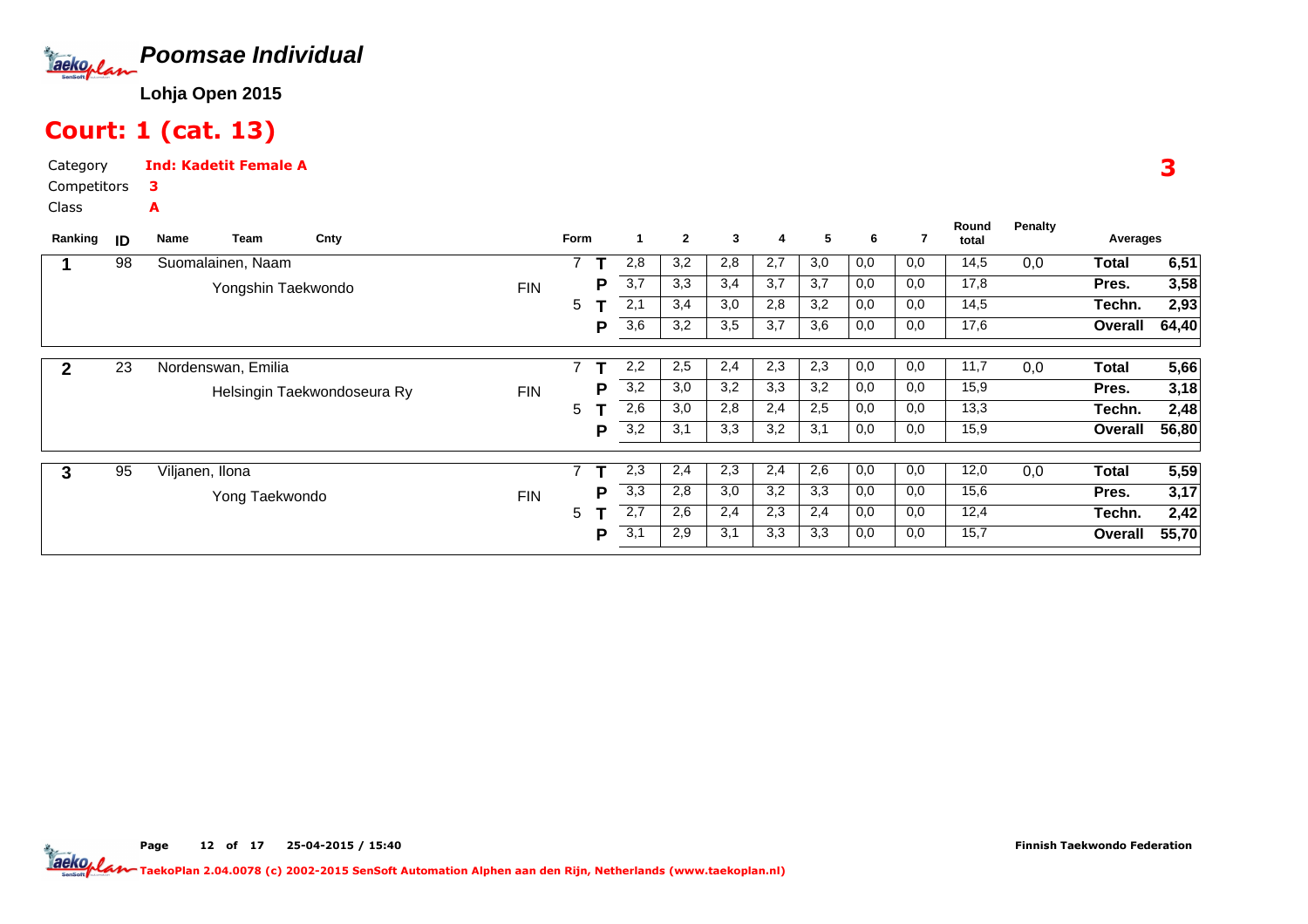# Poomsae Individual

**Lohja Open 2015**

## Court: 1 (cat. 13)

Category **Ind: Kadetit Female A**

Competitors **3**

Class **A**

**3**

| Ranking | ID | Name / Team | Cnty | Form | | 1 | 2 | 3 | 4 | 5 | 6 | 7 | Round total | Penalty | Averages | |
|---|---|---|---|---|---|---|---|---|---|---|---|---|---|---|---|---|
| 1 | 98 | Suomalainen, Naam | | 7 | T | 2,8 | 3,2 | 2,8 | 2,7 | 3,0 | 0,0 | 0,0 | 14,5 | 0,0 | Total | 6,51 |
| | | Yongshin Taekwondo | FIN | | P | 3,7 | 3,3 | 3,4 | 3,7 | 3,7 | 0,0 | 0,0 | 17,8 | | Pres. | 3,58 |
| | | | | 5 | T | 2,1 | 3,4 | 3,0 | 2,8 | 3,2 | 0,0 | 0,0 | 14,5 | | Techn. | 2,93 |
| | | | | | P | 3,6 | 3,2 | 3,5 | 3,7 | 3,6 | 0,0 | 0,0 | 17,6 | | Overall | 64,40 |
| 2 | 23 | Nordenswan, Emilia | | 7 | T | 2,2 | 2,5 | 2,4 | 2,3 | 2,3 | 0,0 | 0,0 | 11,7 | 0,0 | Total | 5,66 |
| | | Helsingin Taekwondoseura Ry | FIN | | P | 3,2 | 3,0 | 3,2 | 3,3 | 3,2 | 0,0 | 0,0 | 15,9 | | Pres. | 3,18 |
| | | | | 5 | T | 2,6 | 3,0 | 2,8 | 2,4 | 2,5 | 0,0 | 0,0 | 13,3 | | Techn. | 2,48 |
| | | | | | P | 3,2 | 3,1 | 3,3 | 3,2 | 3,1 | 0,0 | 0,0 | 15,9 | | Overall | 56,80 |
| 3 | 95 | Viljanen, Ilona | | 7 | T | 2,3 | 2,4 | 2,3 | 2,4 | 2,6 | 0,0 | 0,0 | 12,0 | 0,0 | Total | 5,59 |
| | | Yong Taekwondo | FIN | | P | 3,3 | 2,8 | 3,0 | 3,2 | 3,3 | 0,0 | 0,0 | 15,6 | | Pres. | 3,17 |
| | | | | 5 | T | 2,7 | 2,6 | 2,4 | 2,3 | 2,4 | 0,0 | 0,0 | 12,4 | | Techn. | 2,42 |
| | | | | | P | 3,1 | 2,9 | 3,1 | 3,3 | 3,3 | 0,0 | 0,0 | 15,7 | | Overall | 55,70 |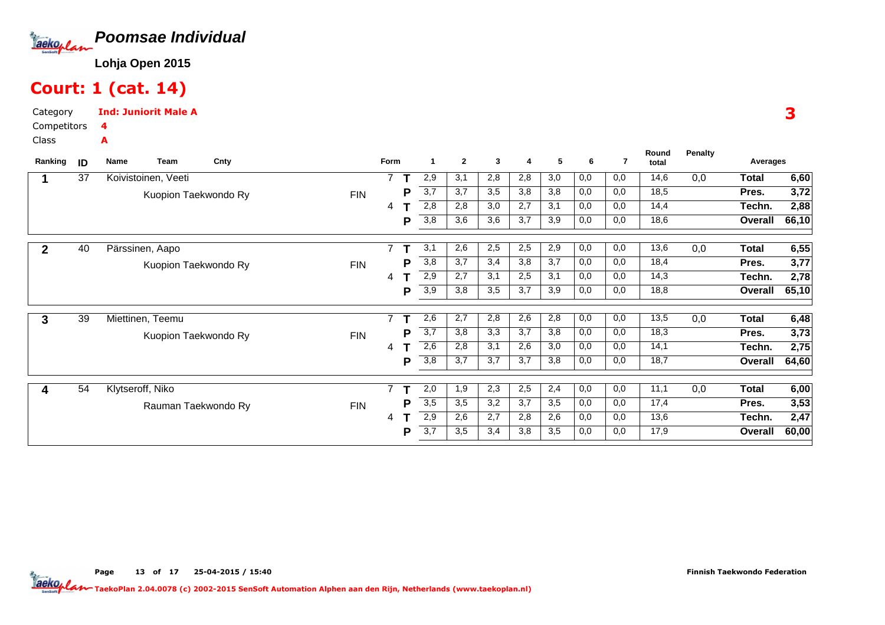# Poomsae Individual

**Lohja Open 2015**

## Court: 1 (cat. 14)

Category **Ind: Juniorit Male A**

Competitors **4**

Class **A**

**3**

| Ranking | ID | Name / Team | Cnty | Form | | 1 | 2 | 3 | 4 | 5 | 6 | 7 | Round total | Penalty | Averages | |
|---|---|---|---|---|---|---|---|---|---|---|---|---|---|---|---|---|
| 1 | 37 | Koivistoinen, Veeti | | 7 | T | 2,9 | 3,1 | 2,8 | 2,8 | 3,0 | 0,0 | 0,0 | 14,6 | 0,0 | Total | 6,60 |
| | | Kuopion Taekwondo Ry | FIN | | P | 3,7 | 3,7 | 3,5 | 3,8 | 3,8 | 0,0 | 0,0 | 18,5 | | Pres. | 3,72 |
| | | | | 4 | T | 2,8 | 2,8 | 3,0 | 2,7 | 3,1 | 0,0 | 0,0 | 14,4 | | Techn. | 2,88 |
| | | | | | P | 3,8 | 3,6 | 3,6 | 3,7 | 3,9 | 0,0 | 0,0 | 18,6 | | Overall | 66,10 |
| 2 | 40 | Pärssinen, Aapo | | 7 | T | 3,1 | 2,6 | 2,5 | 2,5 | 2,9 | 0,0 | 0,0 | 13,6 | 0,0 | Total | 6,55 |
| | | Kuopion Taekwondo Ry | FIN | | P | 3,8 | 3,7 | 3,4 | 3,8 | 3,7 | 0,0 | 0,0 | 18,4 | | Pres. | 3,77 |
| | | | | 4 | T | 2,9 | 2,7 | 3,1 | 2,5 | 3,1 | 0,0 | 0,0 | 14,3 | | Techn. | 2,78 |
| | | | | | P | 3,9 | 3,8 | 3,5 | 3,7 | 3,9 | 0,0 | 0,0 | 18,8 | | Overall | 65,10 |
| 3 | 39 | Miettinen, Teemu | | 7 | T | 2,6 | 2,7 | 2,8 | 2,6 | 2,8 | 0,0 | 0,0 | 13,5 | 0,0 | Total | 6,48 |
| | | Kuopion Taekwondo Ry | FIN | | P | 3,7 | 3,8 | 3,3 | 3,7 | 3,8 | 0,0 | 0,0 | 18,3 | | Pres. | 3,73 |
| | | | | 4 | T | 2,6 | 2,8 | 3,1 | 2,6 | 3,0 | 0,0 | 0,0 | 14,1 | | Techn. | 2,75 |
| | | | | | P | 3,8 | 3,7 | 3,7 | 3,7 | 3,8 | 0,0 | 0,0 | 18,7 | | Overall | 64,60 |
| 4 | 54 | Klytseroff, Niko | | 7 | T | 2,0 | 1,9 | 2,3 | 2,5 | 2,4 | 0,0 | 0,0 | 11,1 | 0,0 | Total | 6,00 |
| | | Rauman Taekwondo Ry | FIN | | P | 3,5 | 3,5 | 3,2 | 3,7 | 3,5 | 0,0 | 0,0 | 17,4 | | Pres. | 3,53 |
| | | | | 4 | T | 2,9 | 2,6 | 2,7 | 2,8 | 2,6 | 0,0 | 0,0 | 13,6 | | Techn. | 2,47 |
| | | | | | P | 3,7 | 3,5 | 3,4 | 3,8 | 3,5 | 0,0 | 0,0 | 17,9 | | Overall | 60,00 |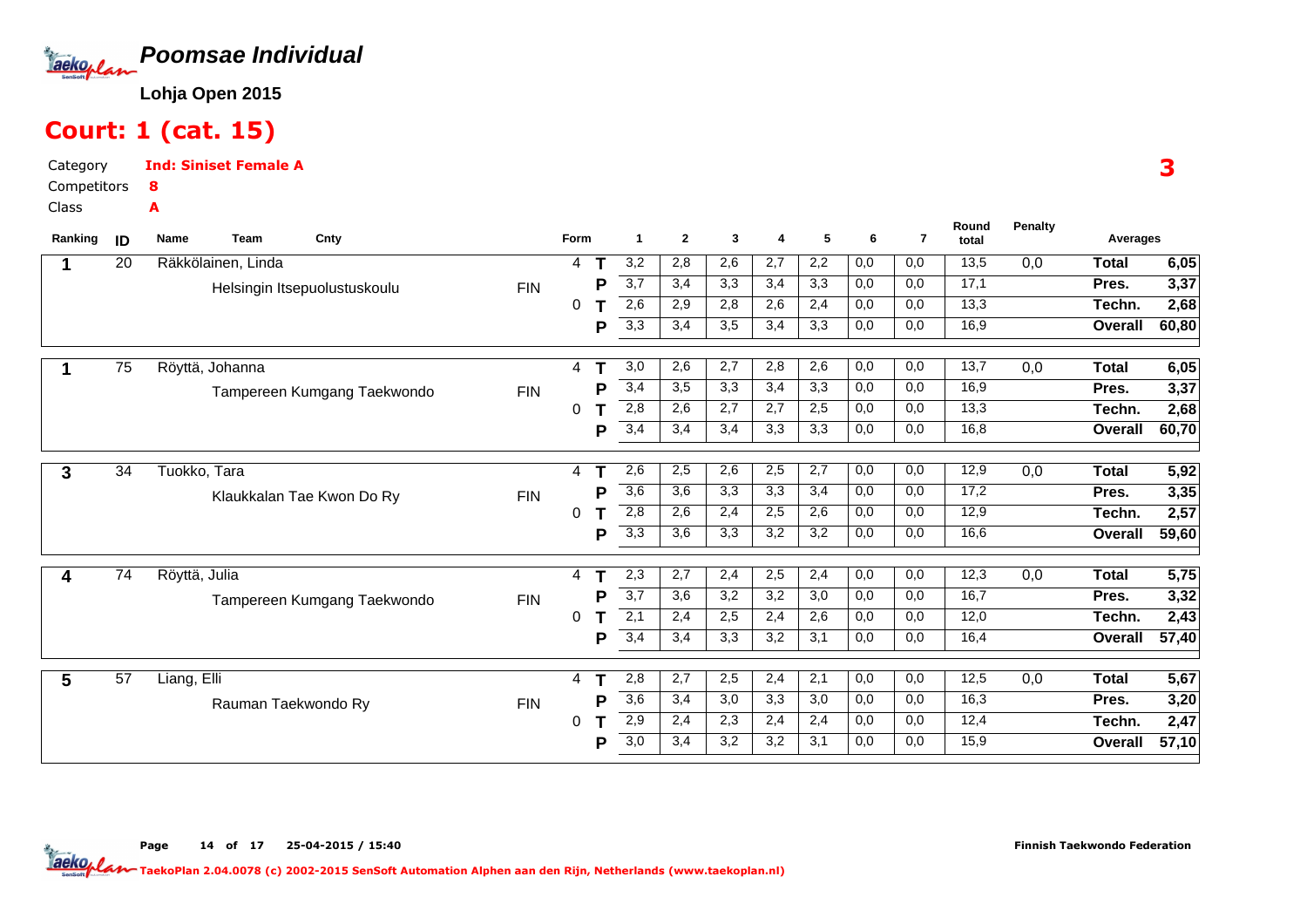# Poomsae Individual

**Lohja Open 2015**

## Court: 1 (cat. 15)

Category: **Ind: Siniset Female A**

Competitors: **8**

Class: **A**

3

| Ranking | ID | Name / Team | Cnty | Form | | 1 | 2 | 3 | 4 | 5 | 6 | 7 | Round total | Penalty | Averages | |
|---|---|---|---|---|---|---|---|---|---|---|---|---|---|---|---|---|
| 1 | 20 | Räkkölainen, Linda | | 4 | T | 3,2 | 2,8 | 2,6 | 2,7 | 2,2 | 0,0 | 0,0 | 13,5 | 0,0 | Total | 6,05 |
| | | Helsingin Itsepuolustuskoulu | FIN | | P | 3,7 | 3,4 | 3,3 | 3,4 | 3,3 | 0,0 | 0,0 | 17,1 | | Pres. | 3,37 |
| | | | | 0 | T | 2,6 | 2,9 | 2,8 | 2,6 | 2,4 | 0,0 | 0,0 | 13,3 | | Techn. | 2,68 |
| | | | | | P | 3,3 | 3,4 | 3,5 | 3,4 | 3,3 | 0,0 | 0,0 | 16,9 | | Overall | 60,80 |
| 1 | 75 | Röyttä, Johanna | | 4 | T | 3,0 | 2,6 | 2,7 | 2,8 | 2,6 | 0,0 | 0,0 | 13,7 | 0,0 | Total | 6,05 |
| | | Tampereen Kumgang Taekwondo | FIN | | P | 3,4 | 3,5 | 3,3 | 3,4 | 3,3 | 0,0 | 0,0 | 16,9 | | Pres. | 3,37 |
| | | | | 0 | T | 2,8 | 2,6 | 2,7 | 2,7 | 2,5 | 0,0 | 0,0 | 13,3 | | Techn. | 2,68 |
| | | | | | P | 3,4 | 3,4 | 3,4 | 3,3 | 3,3 | 0,0 | 0,0 | 16,8 | | Overall | 60,70 |
| 3 | 34 | Tuokko, Tara | | 4 | T | 2,6 | 2,5 | 2,6 | 2,5 | 2,7 | 0,0 | 0,0 | 12,9 | 0,0 | Total | 5,92 |
| | | Klaukkalan Tae Kwon Do Ry | FIN | | P | 3,6 | 3,6 | 3,3 | 3,3 | 3,4 | 0,0 | 0,0 | 17,2 | | Pres. | 3,35 |
| | | | | 0 | T | 2,8 | 2,6 | 2,4 | 2,5 | 2,6 | 0,0 | 0,0 | 12,9 | | Techn. | 2,57 |
| | | | | | P | 3,3 | 3,6 | 3,3 | 3,2 | 3,2 | 0,0 | 0,0 | 16,6 | | Overall | 59,60 |
| 4 | 74 | Röyttä, Julia | | 4 | T | 2,3 | 2,7 | 2,4 | 2,5 | 2,4 | 0,0 | 0,0 | 12,3 | 0,0 | Total | 5,75 |
| | | Tampereen Kumgang Taekwondo | FIN | | P | 3,7 | 3,6 | 3,2 | 3,2 | 3,0 | 0,0 | 0,0 | 16,7 | | Pres. | 3,32 |
| | | | | 0 | T | 2,1 | 2,4 | 2,5 | 2,4 | 2,6 | 0,0 | 0,0 | 12,0 | | Techn. | 2,43 |
| | | | | | P | 3,4 | 3,4 | 3,3 | 3,2 | 3,1 | 0,0 | 0,0 | 16,4 | | Overall | 57,40 |
| 5 | 57 | Liang, Elli | | 4 | T | 2,8 | 2,7 | 2,5 | 2,4 | 2,1 | 0,0 | 0,0 | 12,5 | 0,0 | Total | 5,67 |
| | | Rauman Taekwondo Ry | FIN | | P | 3,6 | 3,4 | 3,0 | 3,3 | 3,0 | 0,0 | 0,0 | 16,3 | | Pres. | 3,20 |
| | | | | 0 | T | 2,9 | 2,4 | 2,3 | 2,4 | 2,4 | 0,0 | 0,0 | 12,4 | | Techn. | 2,47 |
| | | | | | P | 3,0 | 3,4 | 3,2 | 3,2 | 3,1 | 0,0 | 0,0 | 15,9 | | Overall | 57,10 |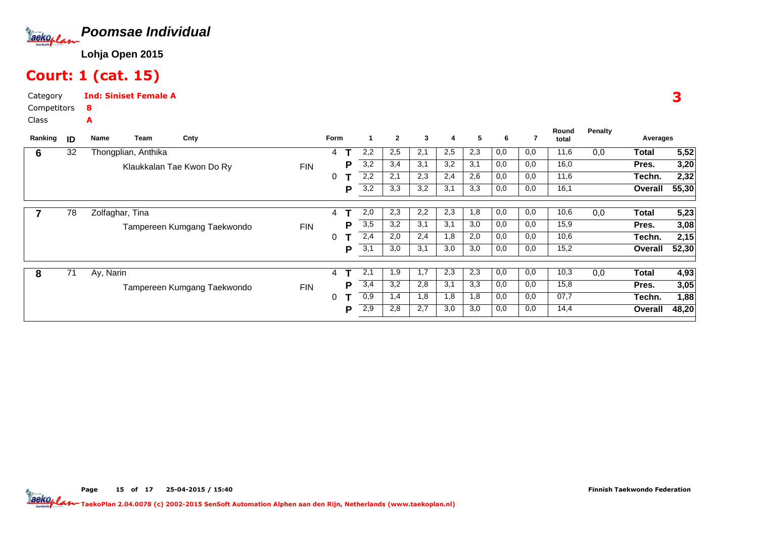# Poomsae Individual

**Lohja Open 2015**

## Court: 1 (cat. 15)

Category **Ind: Siniset Female A**

Competitors **8**

Class **A**

**3**

| Ranking | ID | Name | Team | Cnty | Form | | 1 | 2 | 3 | 4 | 5 | 6 | 7 | Round total | Penalty | Averages | |
|---|---|---|---|---|---|---|---|---|---|---|---|---|---|---|---|---|---|
| 6 | 32 | Thongplian, Anthika | Klaukkalan Tae Kwon Do Ry | FIN | 4 | T | 2,2 | 2,5 | 2,1 | 2,5 | 2,3 | 0,0 | 0,0 | 11,6 | 0,0 | Total | 5,52 |
| | | | | | | P | 3,2 | 3,4 | 3,1 | 3,2 | 3,1 | 0,0 | 0,0 | 16,0 | | Pres. | 3,20 |
| | | | | | 0 | T | 2,2 | 2,1 | 2,3 | 2,4 | 2,6 | 0,0 | 0,0 | 11,6 | | Techn. | 2,32 |
| | | | | | | P | 3,2 | 3,3 | 3,2 | 3,1 | 3,3 | 0,0 | 0,0 | 16,1 | | Overall | 55,30 |
| 7 | 78 | Zolfaghar, Tina | Tampereen Kumgang Taekwondo | FIN | 4 | T | 2,0 | 2,3 | 2,2 | 2,3 | 1,8 | 0,0 | 0,0 | 10,6 | 0,0 | Total | 5,23 |
| | | | | | | P | 3,5 | 3,2 | 3,1 | 3,1 | 3,0 | 0,0 | 0,0 | 15,9 | | Pres. | 3,08 |
| | | | | | 0 | T | 2,4 | 2,0 | 2,4 | 1,8 | 2,0 | 0,0 | 0,0 | 10,6 | | Techn. | 2,15 |
| | | | | | | P | 3,1 | 3,0 | 3,1 | 3,0 | 3,0 | 0,0 | 0,0 | 15,2 | | Overall | 52,30 |
| 8 | 71 | Ay, Narin | Tampereen Kumgang Taekwondo | FIN | 4 | T | 2,1 | 1,9 | 1,7 | 2,3 | 2,3 | 0,0 | 0,0 | 10,3 | 0,0 | Total | 4,93 |
| | | | | | | P | 3,4 | 3,2 | 2,8 | 3,1 | 3,3 | 0,0 | 0,0 | 15,8 | | Pres. | 3,05 |
| | | | | | 0 | T | 0,9 | 1,4 | 1,8 | 1,8 | 1,8 | 0,0 | 0,0 | 07,7 | | Techn. | 1,88 |
| | | | | | | P | 2,9 | 2,8 | 2,7 | 3,0 | 3,0 | 0,0 | 0,0 | 14,4 | | Overall | 48,20 |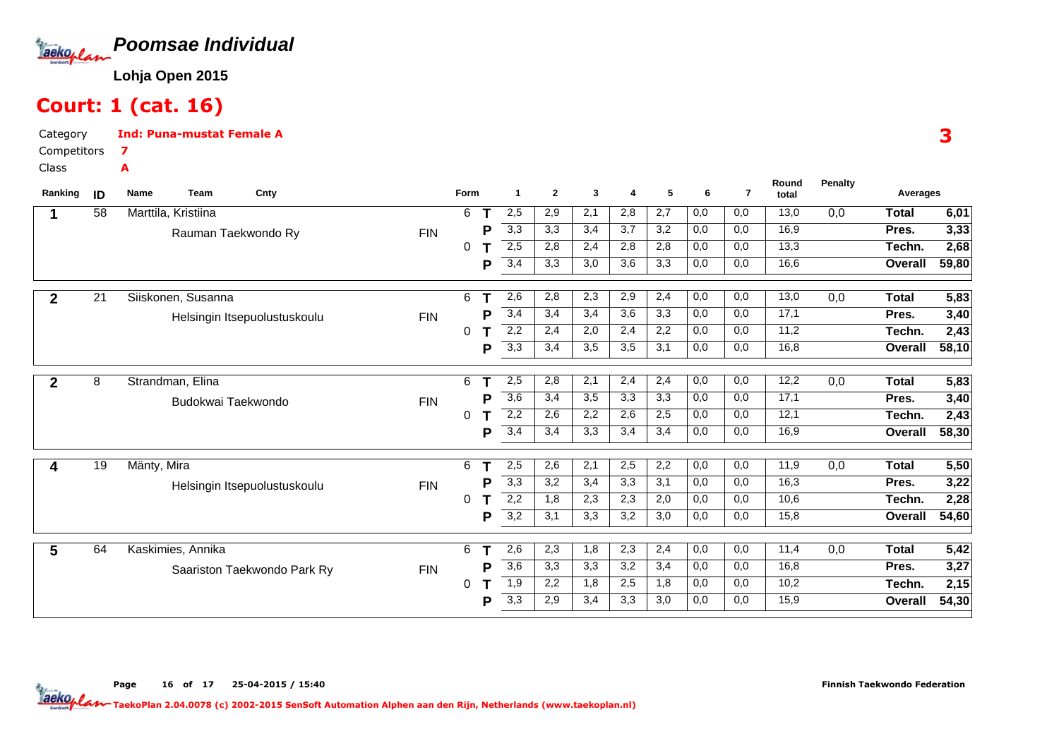# Poomsae Individual

**Lohja Open 2015**

## Court: 1 (cat. 16)

Category **Ind: Puna-mustat Female A**

Competitors **7**

Class **A**

**3**

| Ranking | ID | Name / Team | Cnty | Form | | 1 | 2 | 3 | 4 | 5 | 6 | 7 | Round total | Penalty | Averages | |
|---|---|---|---|---|---|---|---|---|---|---|---|---|---|---|---|---|
| 1 | 58 | Marttila, Kristiina | | 6 | T | 2,5 | 2,9 | 2,1 | 2,8 | 2,7 | 0,0 | 0,0 | 13,0 | 0,0 | Total | 6,01 |
| | | Rauman Taekwondo Ry | FIN | | P | 3,3 | 3,3 | 3,4 | 3,7 | 3,2 | 0,0 | 0,0 | 16,9 | | Pres. | 3,33 |
| | | | | 0 | T | 2,5 | 2,8 | 2,4 | 2,8 | 2,8 | 0,0 | 0,0 | 13,3 | | Techn. | 2,68 |
| | | | | | P | 3,4 | 3,3 | 3,0 | 3,6 | 3,3 | 0,0 | 0,0 | 16,6 | | Overall | 59,80 |
| 2 | 21 | Siiskonen, Susanna | | 6 | T | 2,6 | 2,8 | 2,3 | 2,9 | 2,4 | 0,0 | 0,0 | 13,0 | 0,0 | Total | 5,83 |
| | | Helsingin Itsepuolustuskoulu | FIN | | P | 3,4 | 3,4 | 3,4 | 3,6 | 3,3 | 0,0 | 0,0 | 17,1 | | Pres. | 3,40 |
| | | | | 0 | T | 2,2 | 2,4 | 2,0 | 2,4 | 2,2 | 0,0 | 0,0 | 11,2 | | Techn. | 2,43 |
| | | | | | P | 3,3 | 3,4 | 3,5 | 3,5 | 3,1 | 0,0 | 0,0 | 16,8 | | Overall | 58,10 |
| 2 | 8 | Strandman, Elina | | 6 | T | 2,5 | 2,8 | 2,1 | 2,4 | 2,4 | 0,0 | 0,0 | 12,2 | 0,0 | Total | 5,83 |
| | | Budokwai Taekwondo | FIN | | P | 3,6 | 3,4 | 3,5 | 3,3 | 3,3 | 0,0 | 0,0 | 17,1 | | Pres. | 3,40 |
| | | | | 0 | T | 2,2 | 2,6 | 2,2 | 2,6 | 2,5 | 0,0 | 0,0 | 12,1 | | Techn. | 2,43 |
| | | | | | P | 3,4 | 3,4 | 3,3 | 3,4 | 3,4 | 0,0 | 0,0 | 16,9 | | Overall | 58,30 |
| 4 | 19 | Mänty, Mira | | 6 | T | 2,5 | 2,6 | 2,1 | 2,5 | 2,2 | 0,0 | 0,0 | 11,9 | 0,0 | Total | 5,50 |
| | | Helsingin Itsepuolustuskoulu | FIN | | P | 3,3 | 3,2 | 3,4 | 3,3 | 3,1 | 0,0 | 0,0 | 16,3 | | Pres. | 3,22 |
| | | | | 0 | T | 2,2 | 1,8 | 2,3 | 2,3 | 2,0 | 0,0 | 0,0 | 10,6 | | Techn. | 2,28 |
| | | | | | P | 3,2 | 3,1 | 3,3 | 3,2 | 3,0 | 0,0 | 0,0 | 15,8 | | Overall | 54,60 |
| 5 | 64 | Kaskimies, Annika | | 6 | T | 2,6 | 2,3 | 1,8 | 2,3 | 2,4 | 0,0 | 0,0 | 11,4 | 0,0 | Total | 5,42 |
| | | Saariston Taekwondo Park Ry | FIN | | P | 3,6 | 3,3 | 3,3 | 3,2 | 3,4 | 0,0 | 0,0 | 16,8 | | Pres. | 3,27 |
| | | | | 0 | T | 1,9 | 2,2 | 1,8 | 2,5 | 1,8 | 0,0 | 0,0 | 10,2 | | Techn. | 2,15 |
| | | | | | P | 3,3 | 2,9 | 3,4 | 3,3 | 3,0 | 0,0 | 0,0 | 15,9 | | Overall | 54,30 |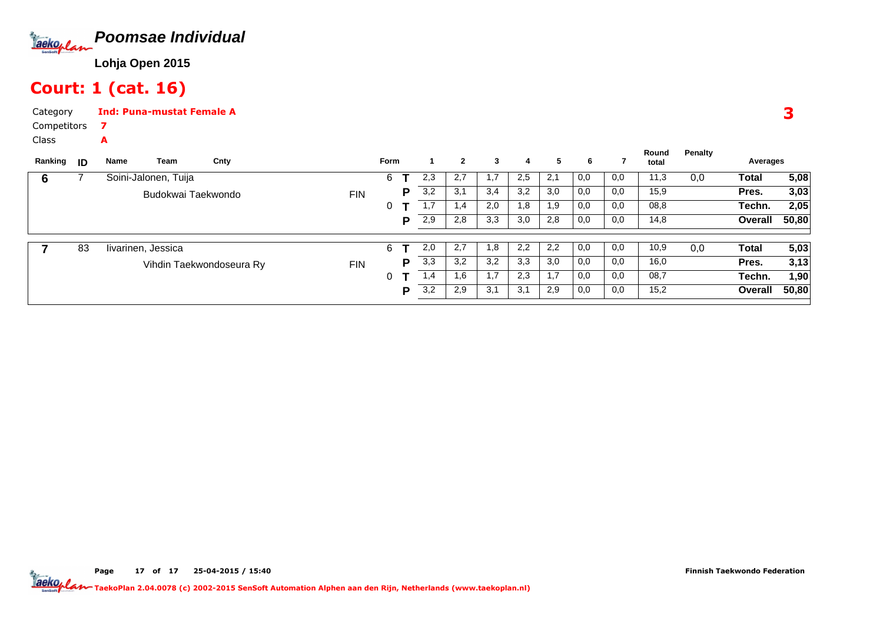# Poomsae Individual

**Lohja Open 2015**

## Court: 1 (cat. 16)

Category **Ind: Puna-mustat Female A**

Competitors **7**

Class **A**

**3**

| Ranking | ID | Name / Team | Cnty | Form | | 1 | 2 | 3 | 4 | 5 | 6 | 7 | Round total | Penalty | Averages | |
|---|---|---|---|---|---|---|---|---|---|---|---|---|---|---|---|---|
| **6** | 7 | Soini-Jalonen, Tuija | | 6 | **T** | 2,3 | 2,7 | 1,7 | 2,5 | 2,1 | 0,0 | 0,0 | 11,3 | 0,0 | **Total** | **5,08** |
| | | Budokwai Taekwondo | FIN | | **P** | 3,2 | 3,1 | 3,4 | 3,2 | 3,0 | 0,0 | 0,0 | 15,9 | | **Pres.** | **3,03** |
| | | | | 0 | **T** | 1,7 | 1,4 | 2,0 | 1,8 | 1,9 | 0,0 | 0,0 | 08,8 | | **Techn.** | **2,05** |
| | | | | | **P** | 2,9 | 2,8 | 3,3 | 3,0 | 2,8 | 0,0 | 0,0 | 14,8 | | **Overall** | **50,80** |
| **7** | 83 | Iivarinen, Jessica | | 6 | **T** | 2,0 | 2,7 | 1,8 | 2,2 | 2,2 | 0,0 | 0,0 | 10,9 | 0,0 | **Total** | **5,03** |
| | | Vihdin Taekwondoseura Ry | FIN | | **P** | 3,3 | 3,2 | 3,2 | 3,3 | 3,0 | 0,0 | 0,0 | 16,0 | | **Pres.** | **3,13** |
| | | | | 0 | **T** | 1,4 | 1,6 | 1,7 | 2,3 | 1,7 | 0,0 | 0,0 | 08,7 | | **Techn.** | **1,90** |
| | | | | | **P** | 3,2 | 2,9 | 3,1 | 3,1 | 2,9 | 0,0 | 0,0 | 15,2 | | **Overall** | **50,80** |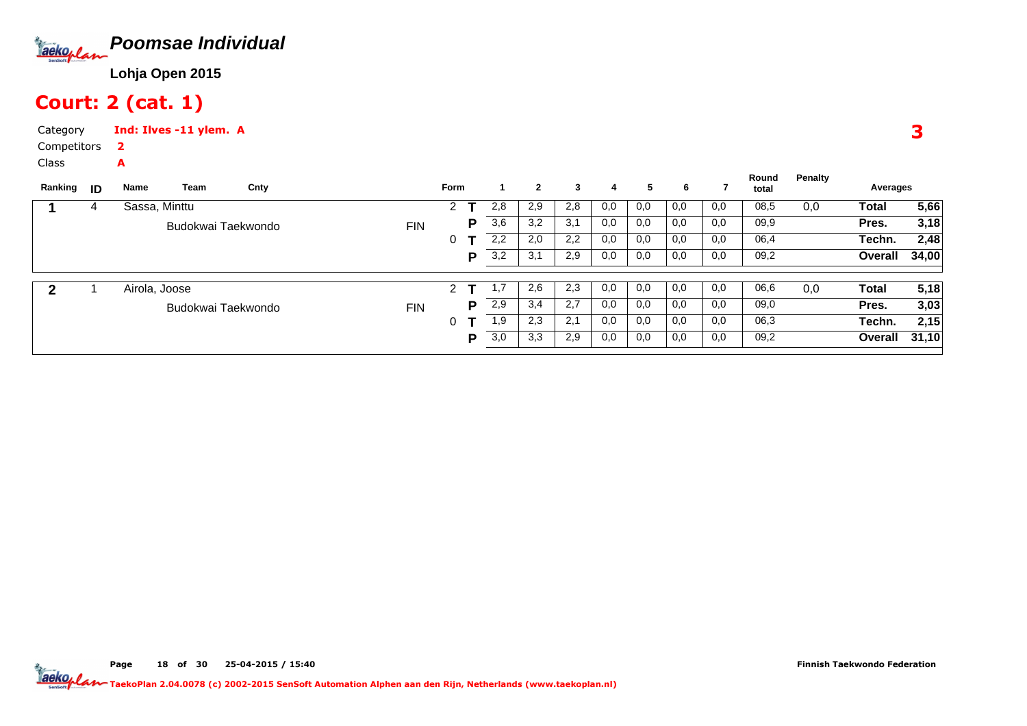# Poomsae Individual

**Lohja Open 2015**

## Court: 2 (cat. 1)

Category **Ind: Ilves -11 ylem. A**

Competitors **2**

Class **A**

**3**

| Ranking | ID | Name | Team | Cnty | Form | | 1 | 2 | 3 | 4 | 5 | 6 | 7 | Round total | Penalty | Averages | |
|---|---|---|---|---|---|---|---|---|---|---|---|---|---|---|---|---|---|
| **1** | 4 | Sassa, Minttu | | | 2 | **T** | 2,8 | 2,9 | 2,8 | 0,0 | 0,0 | 0,0 | 0,0 | 08,5 | 0,0 | **Total** | **5,66** |
| | | | Budokwai Taekwondo | FIN | | **P** | 3,6 | 3,2 | 3,1 | 0,0 | 0,0 | 0,0 | 0,0 | 09,9 | | **Pres.** | **3,18** |
| | | | | | 0 | **T** | 2,2 | 2,0 | 2,2 | 0,0 | 0,0 | 0,0 | 0,0 | 06,4 | | **Techn.** | **2,48** |
| | | | | | | **P** | 3,2 | 3,1 | 2,9 | 0,0 | 0,0 | 0,0 | 0,0 | 09,2 | | **Overall** | **34,00** |
| **2** | 1 | Airola, Joose | | | 2 | **T** | 1,7 | 2,6 | 2,3 | 0,0 | 0,0 | 0,0 | 0,0 | 06,6 | 0,0 | **Total** | **5,18** |
| | | | Budokwai Taekwondo | FIN | | **P** | 2,9 | 3,4 | 2,7 | 0,0 | 0,0 | 0,0 | 0,0 | 09,0 | | **Pres.** | **3,03** |
| | | | | | 0 | **T** | 1,9 | 2,3 | 2,1 | 0,0 | 0,0 | 0,0 | 0,0 | 06,3 | | **Techn.** | **2,15** |
| | | | | | | **P** | 3,0 | 3,3 | 2,9 | 0,0 | 0,0 | 0,0 | 0,0 | 09,2 | | **Overall** | **31,10** |

Page 18 of 30 25-04-2015 / 15:40

Finnish Taekwondo Federation

TaekoPlan 2.04.0078 (c) 2002-2015 SenSoft Automation Alphen aan den Rijn, Netherlands (www.taekoplan.nl)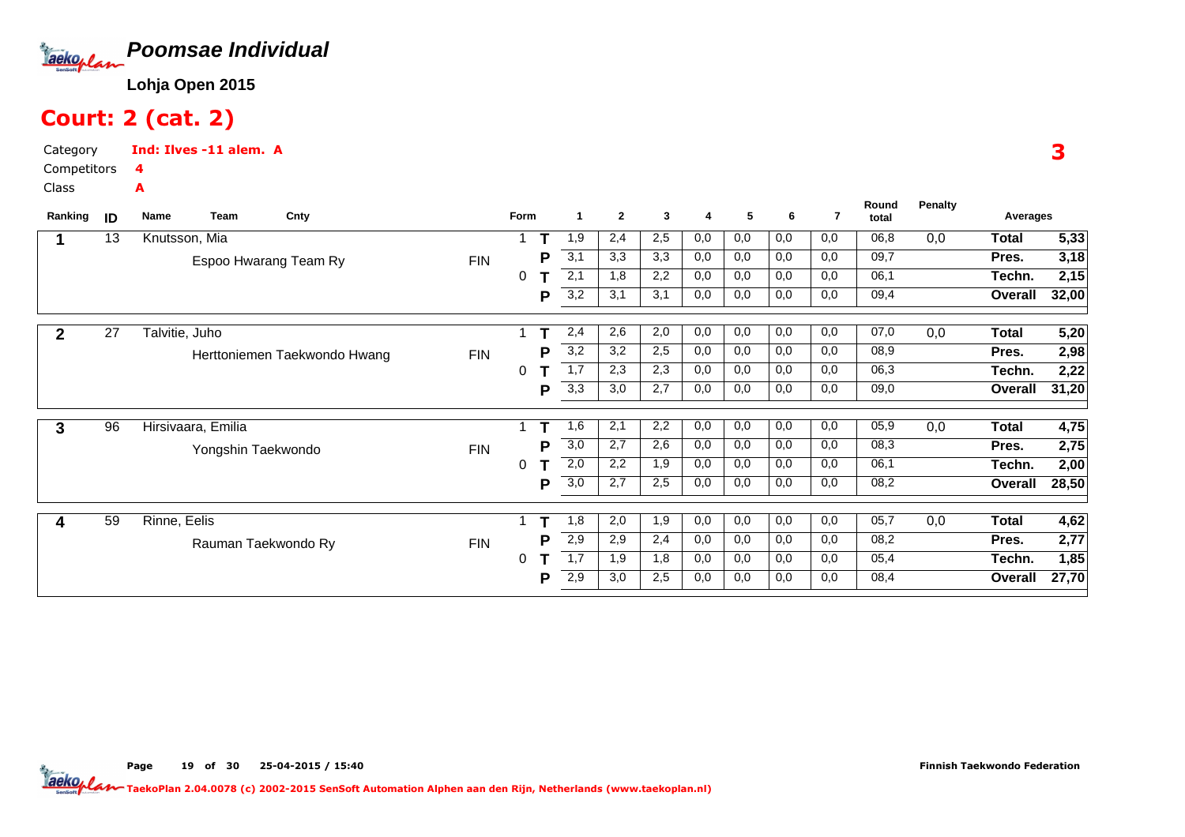# Poomsae Individual

**Lohja Open 2015**

## Court: 2 (cat. 2)

Category **Ind: Ilves -11 alem. A**

Competitors **4**

Class **A**

**3**

| Ranking | ID | Name / Team | Cnty | Form | | 1 | 2 | 3 | 4 | 5 | 6 | 7 | Round total | Penalty | Averages | |
|---|---|---|---|---|---|---|---|---|---|---|---|---|---|---|---|---|
| **1** | 13 | Knutsson, Mia | | 1 | **T** | 1,9 | 2,4 | 2,5 | 0,0 | 0,0 | 0,0 | 0,0 | 06,8 | 0,0 | **Total** | **5,33** |
| | | Espoo Hwarang Team Ry | FIN | | **P** | 3,1 | 3,3 | 3,3 | 0,0 | 0,0 | 0,0 | 0,0 | 09,7 | | **Pres.** | **3,18** |
| | | | | 0 | **T** | 2,1 | 1,8 | 2,2 | 0,0 | 0,0 | 0,0 | 0,0 | 06,1 | | **Techn.** | **2,15** |
| | | | | | **P** | 3,2 | 3,1 | 3,1 | 0,0 | 0,0 | 0,0 | 0,0 | 09,4 | | **Overall** | **32,00** |
| **2** | 27 | Talvitie, Juho | | 1 | **T** | 2,4 | 2,6 | 2,0 | 0,0 | 0,0 | 0,0 | 0,0 | 07,0 | 0,0 | **Total** | **5,20** |
| | | Herttoniemen Taekwondo Hwang | FIN | | **P** | 3,2 | 3,2 | 2,5 | 0,0 | 0,0 | 0,0 | 0,0 | 08,9 | | **Pres.** | **2,98** |
| | | | | 0 | **T** | 1,7 | 2,3 | 2,3 | 0,0 | 0,0 | 0,0 | 0,0 | 06,3 | | **Techn.** | **2,22** |
| | | | | | **P** | 3,3 | 3,0 | 2,7 | 0,0 | 0,0 | 0,0 | 0,0 | 09,0 | | **Overall** | **31,20** |
| **3** | 96 | Hirsivaara, Emilia | | 1 | **T** | 1,6 | 2,1 | 2,2 | 0,0 | 0,0 | 0,0 | 0,0 | 05,9 | 0,0 | **Total** | **4,75** |
| | | Yongshin Taekwondo | FIN | | **P** | 3,0 | 2,7 | 2,6 | 0,0 | 0,0 | 0,0 | 0,0 | 08,3 | | **Pres.** | **2,75** |
| | | | | 0 | **T** | 2,0 | 2,2 | 1,9 | 0,0 | 0,0 | 0,0 | 0,0 | 06,1 | | **Techn.** | **2,00** |
| | | | | | **P** | 3,0 | 2,7 | 2,5 | 0,0 | 0,0 | 0,0 | 0,0 | 08,2 | | **Overall** | **28,50** |
| **4** | 59 | Rinne, Eelis | | 1 | **T** | 1,8 | 2,0 | 1,9 | 0,0 | 0,0 | 0,0 | 0,0 | 05,7 | 0,0 | **Total** | **4,62** |
| | | Rauman Taekwondo Ry | FIN | | **P** | 2,9 | 2,9 | 2,4 | 0,0 | 0,0 | 0,0 | 0,0 | 08,2 | | **Pres.** | **2,77** |
| | | | | 0 | **T** | 1,7 | 1,9 | 1,8 | 0,0 | 0,0 | 0,0 | 0,0 | 05,4 | | **Techn.** | **1,85** |
| | | | | | **P** | 2,9 | 3,0 | 2,5 | 0,0 | 0,0 | 0,0 | 0,0 | 08,4 | | **Overall** | **27,70** |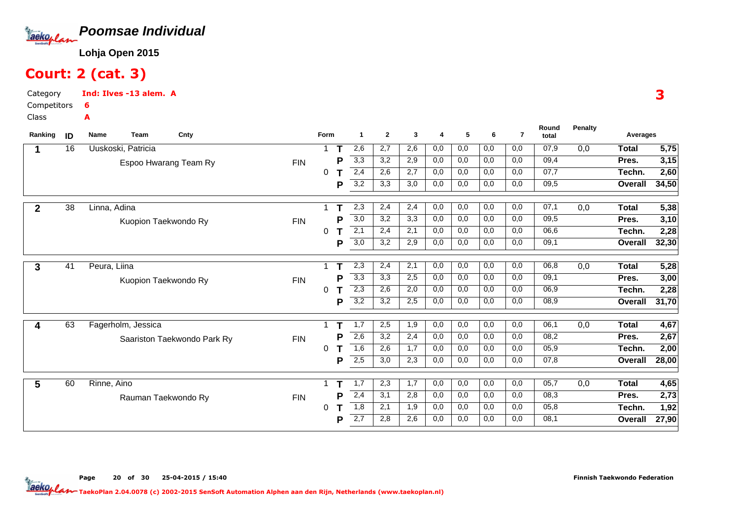# Poomsae Individual

**Lohja Open 2015**

## Court: 2 (cat. 3)

Category **Ind: Ilves -13 alem. A**

Competitors **6**

Class **A**

**3**

| Ranking | ID | Name / Team | Cnty | Form | | 1 | 2 | 3 | 4 | 5 | 6 | 7 | Round total | Penalty | Averages | |
|---|---|---|---|---|---|---|---|---|---|---|---|---|---|---|---|---|
| 1 | 16 | Uuskoski, Patricia | | 1 | T | 2,6 | 2,7 | 2,6 | 0,0 | 0,0 | 0,0 | 0,0 | 07,9 | 0,0 | Total | 5,75 |
| | | Espoo Hwarang Team Ry | FIN | | P | 3,3 | 3,2 | 2,9 | 0,0 | 0,0 | 0,0 | 0,0 | 09,4 | | Pres. | 3,15 |
| | | | | 0 | T | 2,4 | 2,6 | 2,7 | 0,0 | 0,0 | 0,0 | 0,0 | 07,7 | | Techn. | 2,60 |
| | | | | | P | 3,2 | 3,3 | 3,0 | 0,0 | 0,0 | 0,0 | 0,0 | 09,5 | | Overall | 34,50 |
| 2 | 38 | Linna, Adina | | 1 | T | 2,3 | 2,4 | 2,4 | 0,0 | 0,0 | 0,0 | 0,0 | 07,1 | 0,0 | Total | 5,38 |
| | | Kuopion Taekwondo Ry | FIN | | P | 3,0 | 3,2 | 3,3 | 0,0 | 0,0 | 0,0 | 0,0 | 09,5 | | Pres. | 3,10 |
| | | | | 0 | T | 2,1 | 2,4 | 2,1 | 0,0 | 0,0 | 0,0 | 0,0 | 06,6 | | Techn. | 2,28 |
| | | | | | P | 3,0 | 3,2 | 2,9 | 0,0 | 0,0 | 0,0 | 0,0 | 09,1 | | Overall | 32,30 |
| 3 | 41 | Peura, Liina | | 1 | T | 2,3 | 2,4 | 2,1 | 0,0 | 0,0 | 0,0 | 0,0 | 06,8 | 0,0 | Total | 5,28 |
| | | Kuopion Taekwondo Ry | FIN | | P | 3,3 | 3,3 | 2,5 | 0,0 | 0,0 | 0,0 | 0,0 | 09,1 | | Pres. | 3,00 |
| | | | | 0 | T | 2,3 | 2,6 | 2,0 | 0,0 | 0,0 | 0,0 | 0,0 | 06,9 | | Techn. | 2,28 |
| | | | | | P | 3,2 | 3,2 | 2,5 | 0,0 | 0,0 | 0,0 | 0,0 | 08,9 | | Overall | 31,70 |
| 4 | 63 | Fagerholm, Jessica | | 1 | T | 1,7 | 2,5 | 1,9 | 0,0 | 0,0 | 0,0 | 0,0 | 06,1 | 0,0 | Total | 4,67 |
| | | Saariston Taekwondo Park Ry | FIN | | P | 2,6 | 3,2 | 2,4 | 0,0 | 0,0 | 0,0 | 0,0 | 08,2 | | Pres. | 2,67 |
| | | | | 0 | T | 1,6 | 2,6 | 1,7 | 0,0 | 0,0 | 0,0 | 0,0 | 05,9 | | Techn. | 2,00 |
| | | | | | P | 2,5 | 3,0 | 2,3 | 0,0 | 0,0 | 0,0 | 0,0 | 07,8 | | Overall | 28,00 |
| 5 | 60 | Rinne, Aino | | 1 | T | 1,7 | 2,3 | 1,7 | 0,0 | 0,0 | 0,0 | 0,0 | 05,7 | 0,0 | Total | 4,65 |
| | | Rauman Taekwondo Ry | FIN | | P | 2,4 | 3,1 | 2,8 | 0,0 | 0,0 | 0,0 | 0,0 | 08,3 | | Pres. | 2,73 |
| | | | | 0 | T | 1,8 | 2,1 | 1,9 | 0,0 | 0,0 | 0,0 | 0,0 | 05,8 | | Techn. | 1,92 |
| | | | | | P | 2,7 | 2,8 | 2,6 | 0,0 | 0,0 | 0,0 | 0,0 | 08,1 | | Overall | 27,90 |

25-04-2015 / 15:40

Finnish Taekwondo Federation

TaekoPlan 2.04.0078 (c) 2002-2015 SenSoft Automation Alphen aan den Rijn, Netherlands (www.taekoplan.nl)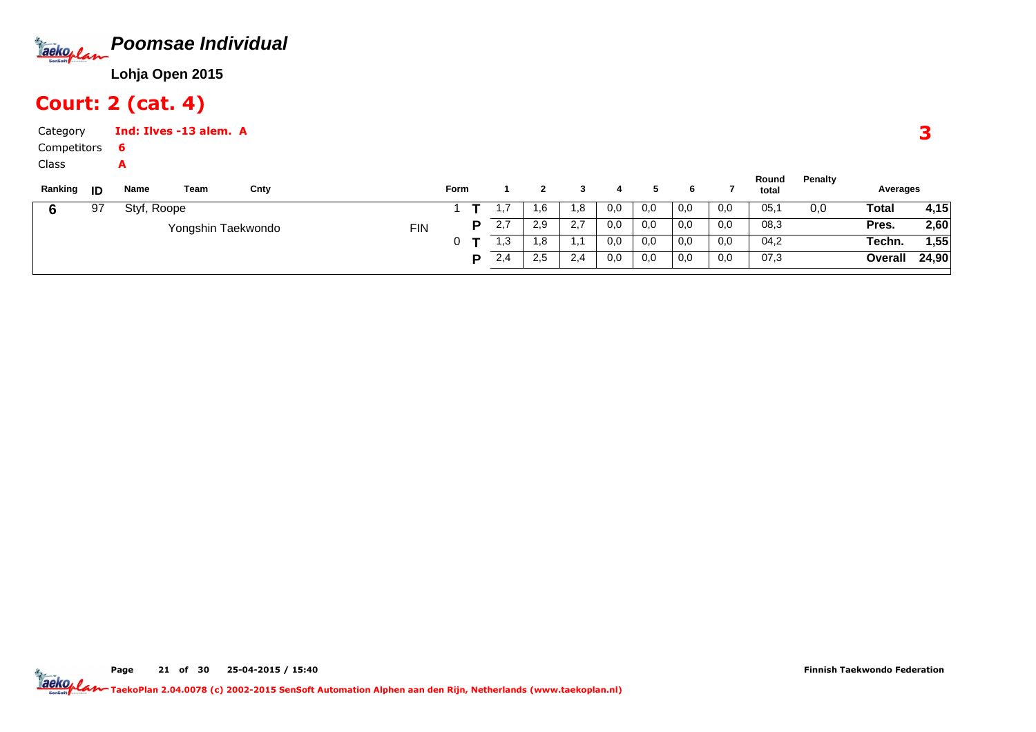# Poomsae Individual

**Lohja Open 2015**

## Court: 2 (cat. 4)

Category **Ind: Ilves -13 alem. A**

Competitors **6**

Class **A**

**3**

| Ranking | ID | Name | Team | Cnty | Form | | 1 | 2 | 3 | 4 | 5 | 6 | 7 | Round total | Penalty | Averages | |
|---|---|---|---|---|---|---|---|---|---|---|---|---|---|---|---|---|---|
| 6 | 97 | Styf, Roope | | | 1 | T | 1,7 | 1,6 | 1,8 | 0,0 | 0,0 | 0,0 | 0,0 | 05,1 | 0,0 | Total | 4,15 |
| | | | Yongshin Taekwondo | FIN | | P | 2,7 | 2,9 | 2,7 | 0,0 | 0,0 | 0,0 | 0,0 | 08,3 | | Pres. | 2,60 |
| | | | | | 0 | T | 1,3 | 1,8 | 1,1 | 0,0 | 0,0 | 0,0 | 0,0 | 04,2 | | Techn. | 1,55 |
| | | | | | | P | 2,4 | 2,5 | 2,4 | 0,0 | 0,0 | 0,0 | 0,0 | 07,3 | | Overall | 24,90 |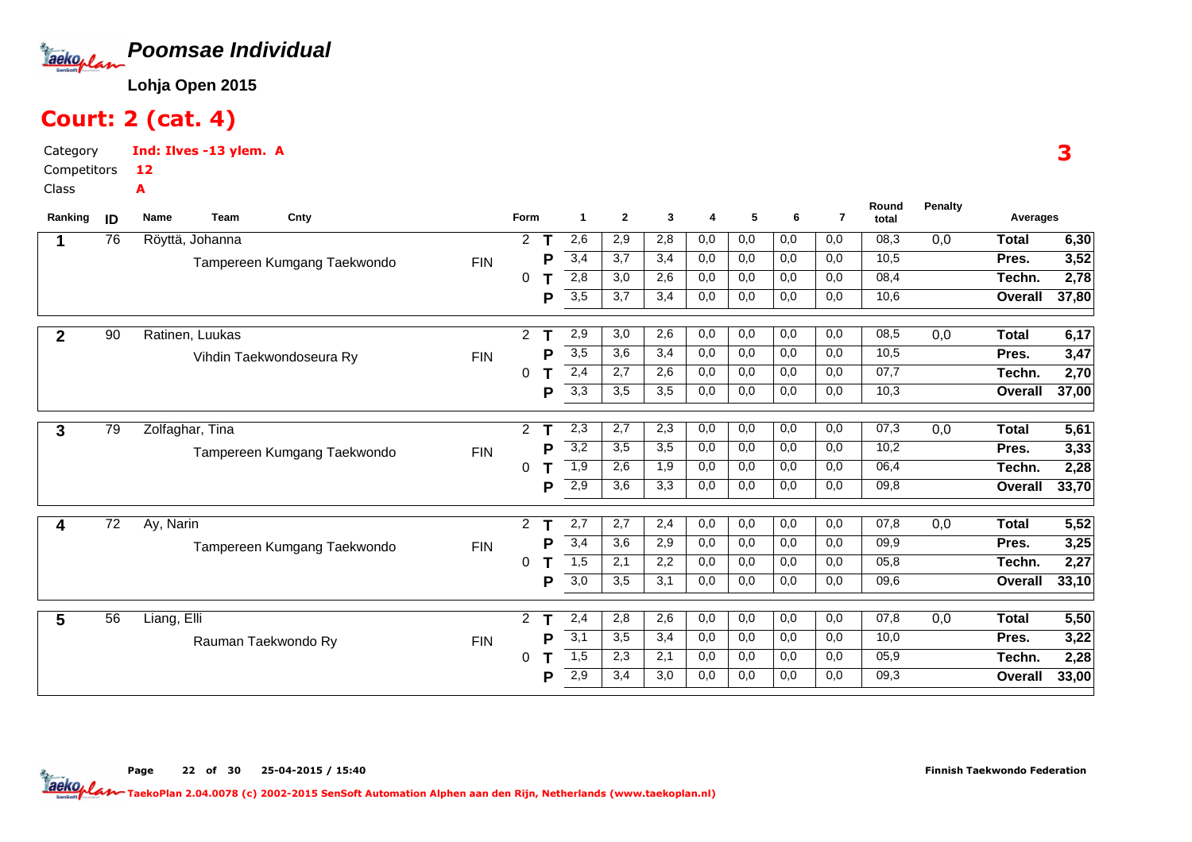# Poomsae Individual

**Lohja Open 2015**

## Court: 2 (cat. 4)

Category **Ind: Ilves -13 ylem. A**

Competitors **12**

Class **A**

3

| Ranking | ID | Name / Team | Cnty | Form | | 1 | 2 | 3 | 4 | 5 | 6 | 7 | Round total | Penalty | Averages | |
|---|---|---|---|---|---|---|---|---|---|---|---|---|---|---|---|---|
| 1 | 76 | Röyttä, Johanna | | 2 | T | 2,6 | 2,9 | 2,8 | 0,0 | 0,0 | 0,0 | 0,0 | 08,3 | 0,0 | Total | 6,30 |
| | | Tampereen Kumgang Taekwondo | FIN | | P | 3,4 | 3,7 | 3,4 | 0,0 | 0,0 | 0,0 | 0,0 | 10,5 | | Pres. | 3,52 |
| | | | | 0 | T | 2,8 | 3,0 | 2,6 | 0,0 | 0,0 | 0,0 | 0,0 | 08,4 | | Techn. | 2,78 |
| | | | | | P | 3,5 | 3,7 | 3,4 | 0,0 | 0,0 | 0,0 | 0,0 | 10,6 | | Overall | 37,80 |
| 2 | 90 | Ratinen, Luukas | | 2 | T | 2,9 | 3,0 | 2,6 | 0,0 | 0,0 | 0,0 | 0,0 | 08,5 | 0,0 | Total | 6,17 |
| | | Vihdin Taekwondoseura Ry | FIN | | P | 3,5 | 3,6 | 3,4 | 0,0 | 0,0 | 0,0 | 0,0 | 10,5 | | Pres. | 3,47 |
| | | | | 0 | T | 2,4 | 2,7 | 2,6 | 0,0 | 0,0 | 0,0 | 0,0 | 07,7 | | Techn. | 2,70 |
| | | | | | P | 3,3 | 3,5 | 3,5 | 0,0 | 0,0 | 0,0 | 0,0 | 10,3 | | Overall | 37,00 |
| 3 | 79 | Zolfaghar, Tina | | 2 | T | 2,3 | 2,7 | 2,3 | 0,0 | 0,0 | 0,0 | 0,0 | 07,3 | 0,0 | Total | 5,61 |
| | | Tampereen Kumgang Taekwondo | FIN | | P | 3,2 | 3,5 | 3,5 | 0,0 | 0,0 | 0,0 | 0,0 | 10,2 | | Pres. | 3,33 |
| | | | | 0 | T | 1,9 | 2,6 | 1,9 | 0,0 | 0,0 | 0,0 | 0,0 | 06,4 | | Techn. | 2,28 |
| | | | | | P | 2,9 | 3,6 | 3,3 | 0,0 | 0,0 | 0,0 | 0,0 | 09,8 | | Overall | 33,70 |
| 4 | 72 | Ay, Narin | | 2 | T | 2,7 | 2,7 | 2,4 | 0,0 | 0,0 | 0,0 | 0,0 | 07,8 | 0,0 | Total | 5,52 |
| | | Tampereen Kumgang Taekwondo | FIN | | P | 3,4 | 3,6 | 2,9 | 0,0 | 0,0 | 0,0 | 0,0 | 09,9 | | Pres. | 3,25 |
| | | | | 0 | T | 1,5 | 2,1 | 2,2 | 0,0 | 0,0 | 0,0 | 0,0 | 05,8 | | Techn. | 2,27 |
| | | | | | P | 3,0 | 3,5 | 3,1 | 0,0 | 0,0 | 0,0 | 0,0 | 09,6 | | Overall | 33,10 |
| 5 | 56 | Liang, Elli | | 2 | T | 2,4 | 2,8 | 2,6 | 0,0 | 0,0 | 0,0 | 0,0 | 07,8 | 0,0 | Total | 5,50 |
| | | Rauman Taekwondo Ry | FIN | | P | 3,1 | 3,5 | 3,4 | 0,0 | 0,0 | 0,0 | 0,0 | 10,0 | | Pres. | 3,22 |
| | | | | 0 | T | 1,5 | 2,3 | 2,1 | 0,0 | 0,0 | 0,0 | 0,0 | 05,9 | | Techn. | 2,28 |
| | | | | | P | 2,9 | 3,4 | 3,0 | 0,0 | 0,0 | 0,0 | 0,0 | 09,3 | | Overall | 33,00 |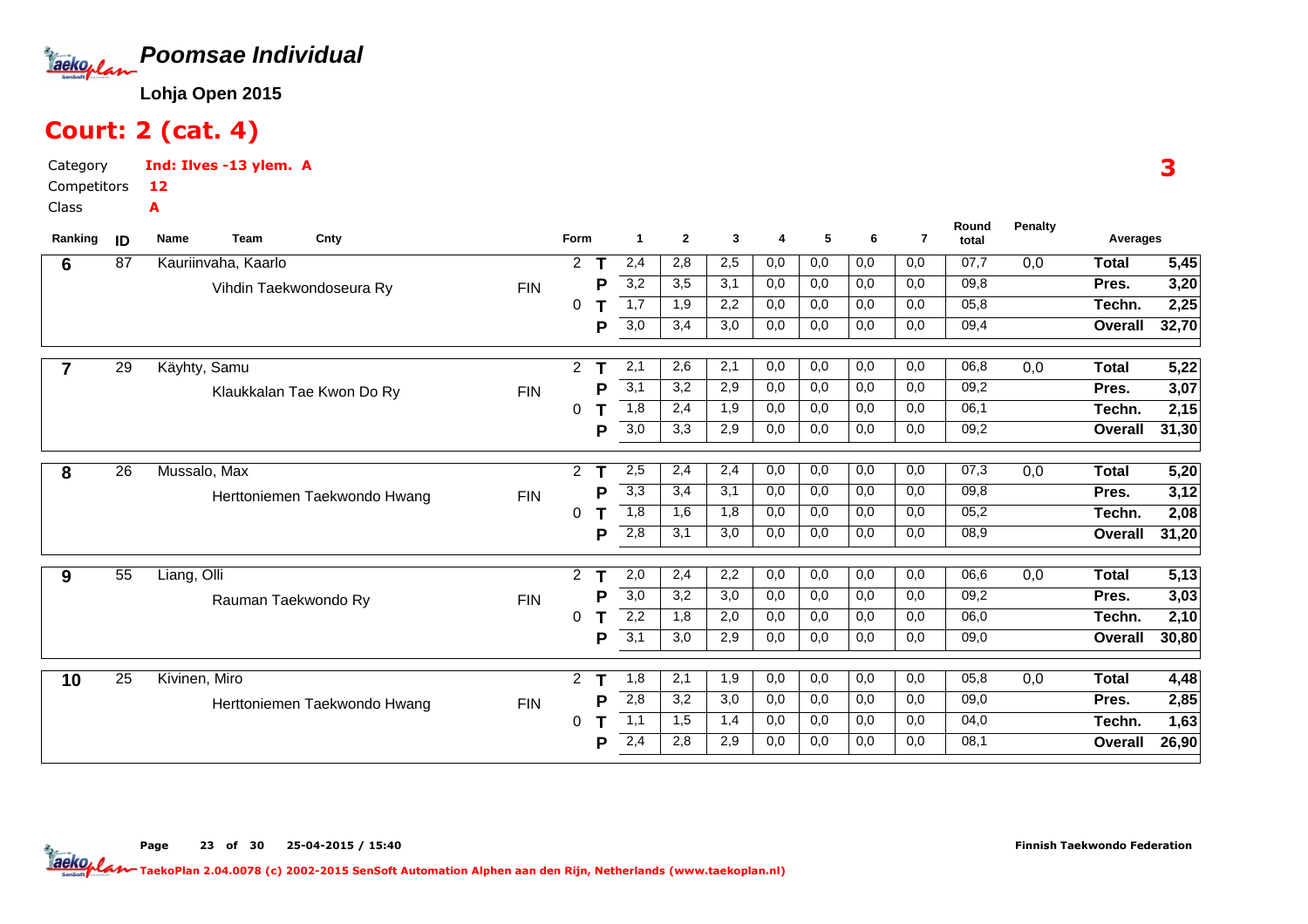# Poomsae Individual

**Lohja Open 2015**

## Court: 2 (cat. 4)

Category **Ind: Ilves -13 ylem. A**

Competitors **12**

Class **A**

**3**

| Ranking | ID | Name / Team | Cnty | Form | | 1 | 2 | 3 | 4 | 5 | 6 | 7 | Round total | Penalty | Averages | |
|---|---|---|---|---|---|---|---|---|---|---|---|---|---|---|---|---|
| 6 | 87 | Kauriinvaha, Kaarlo | | 2 | T | 2,4 | 2,8 | 2,5 | 0,0 | 0,0 | 0,0 | 0,0 | 07,7 | 0,0 | Total | 5,45 |
| | | Vihdin Taekwondoseura Ry | FIN | | P | 3,2 | 3,5 | 3,1 | 0,0 | 0,0 | 0,0 | 0,0 | 09,8 | | Pres. | 3,20 |
| | | | | 0 | T | 1,7 | 1,9 | 2,2 | 0,0 | 0,0 | 0,0 | 0,0 | 05,8 | | Techn. | 2,25 |
| | | | | | P | 3,0 | 3,4 | 3,0 | 0,0 | 0,0 | 0,0 | 0,0 | 09,4 | | Overall | 32,70 |
| 7 | 29 | Käyhty, Samu | | 2 | T | 2,1 | 2,6 | 2,1 | 0,0 | 0,0 | 0,0 | 0,0 | 06,8 | 0,0 | Total | 5,22 |
| | | Klaukkalan Tae Kwon Do Ry | FIN | | P | 3,1 | 3,2 | 2,9 | 0,0 | 0,0 | 0,0 | 0,0 | 09,2 | | Pres. | 3,07 |
| | | | | 0 | T | 1,8 | 2,4 | 1,9 | 0,0 | 0,0 | 0,0 | 0,0 | 06,1 | | Techn. | 2,15 |
| | | | | | P | 3,0 | 3,3 | 2,9 | 0,0 | 0,0 | 0,0 | 0,0 | 09,2 | | Overall | 31,30 |
| 8 | 26 | Mussalo, Max | | 2 | T | 2,5 | 2,4 | 2,4 | 0,0 | 0,0 | 0,0 | 0,0 | 07,3 | 0,0 | Total | 5,20 |
| | | Herttoniemen Taekwondo Hwang | FIN | | P | 3,3 | 3,4 | 3,1 | 0,0 | 0,0 | 0,0 | 0,0 | 09,8 | | Pres. | 3,12 |
| | | | | 0 | T | 1,8 | 1,6 | 1,8 | 0,0 | 0,0 | 0,0 | 0,0 | 05,2 | | Techn. | 2,08 |
| | | | | | P | 2,8 | 3,1 | 3,0 | 0,0 | 0,0 | 0,0 | 0,0 | 08,9 | | Overall | 31,20 |
| 9 | 55 | Liang, Olli | | 2 | T | 2,0 | 2,4 | 2,2 | 0,0 | 0,0 | 0,0 | 0,0 | 06,6 | 0,0 | Total | 5,13 |
| | | Rauman Taekwondo Ry | FIN | | P | 3,0 | 3,2 | 3,0 | 0,0 | 0,0 | 0,0 | 0,0 | 09,2 | | Pres. | 3,03 |
| | | | | 0 | T | 2,2 | 1,8 | 2,0 | 0,0 | 0,0 | 0,0 | 0,0 | 06,0 | | Techn. | 2,10 |
| | | | | | P | 3,1 | 3,0 | 2,9 | 0,0 | 0,0 | 0,0 | 0,0 | 09,0 | | Overall | 30,80 |
| 10 | 25 | Kivinen, Miro | | 2 | T | 1,8 | 2,1 | 1,9 | 0,0 | 0,0 | 0,0 | 0,0 | 05,8 | 0,0 | Total | 4,48 |
| | | Herttoniemen Taekwondo Hwang | FIN | | P | 2,8 | 3,2 | 3,0 | 0,0 | 0,0 | 0,0 | 0,0 | 09,0 | | Pres. | 2,85 |
| | | | | 0 | T | 1,1 | 1,5 | 1,4 | 0,0 | 0,0 | 0,0 | 0,0 | 04,0 | | Techn. | 1,63 |
| | | | | | P | 2,4 | 2,8 | 2,9 | 0,0 | 0,0 | 0,0 | 0,0 | 08,1 | | Overall | 26,90 |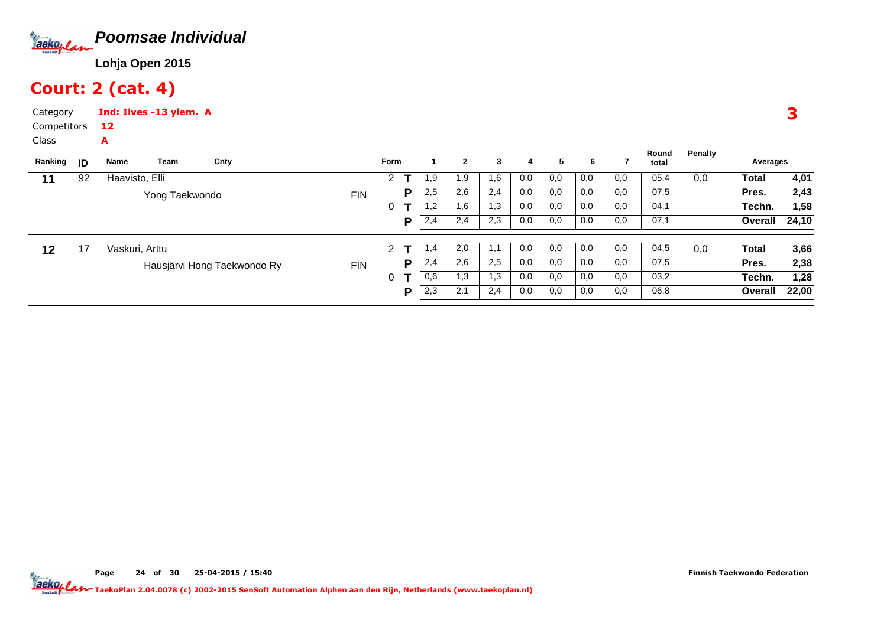# Poomsae Individual

**Lohja Open 2015**

## Court: 2 (cat. 4)

Category **Ind: Ilves -13 ylem. A**

Competitors **12**

Class **A**

**3**

| Ranking | ID | Name / Team | Cnty | Form | | 1 | 2 | 3 | 4 | 5 | 6 | 7 | Round total | Penalty | Averages | |
|---|---|---|---|---|---|---|---|---|---|---|---|---|---|---|---|---|
| **11** | 92 | Haavisto, Elli | | 2 | **T** | 1,9 | 1,9 | 1,6 | 0,0 | 0,0 | 0,0 | 0,0 | 05,4 | 0,0 | **Total** | **4,01** |
| | | Yong Taekwondo | FIN | | **P** | 2,5 | 2,6 | 2,4 | 0,0 | 0,0 | 0,0 | 0,0 | 07,5 | | **Pres.** | **2,43** |
| | | | | 0 | **T** | 1,2 | 1,6 | 1,3 | 0,0 | 0,0 | 0,0 | 0,0 | 04,1 | | **Techn.** | **1,58** |
| | | | | | **P** | 2,4 | 2,4 | 2,3 | 0,0 | 0,0 | 0,0 | 0,0 | 07,1 | | **Overall** | **24,10** |
| **12** | 17 | Vaskuri, Arttu | | 2 | **T** | 1,4 | 2,0 | 1,1 | 0,0 | 0,0 | 0,0 | 0,0 | 04,5 | 0,0 | **Total** | **3,66** |
| | | Hausjärvi Hong Taekwondo Ry | FIN | | **P** | 2,4 | 2,6 | 2,5 | 0,0 | 0,0 | 0,0 | 0,0 | 07,5 | | **Pres.** | **2,38** |
| | | | | 0 | **T** | 0,6 | 1,3 | 1,3 | 0,0 | 0,0 | 0,0 | 0,0 | 03,2 | | **Techn.** | **1,28** |
| | | | | | **P** | 2,3 | 2,1 | 2,4 | 0,0 | 0,0 | 0,0 | 0,0 | 06,8 | | **Overall** | **22,00** |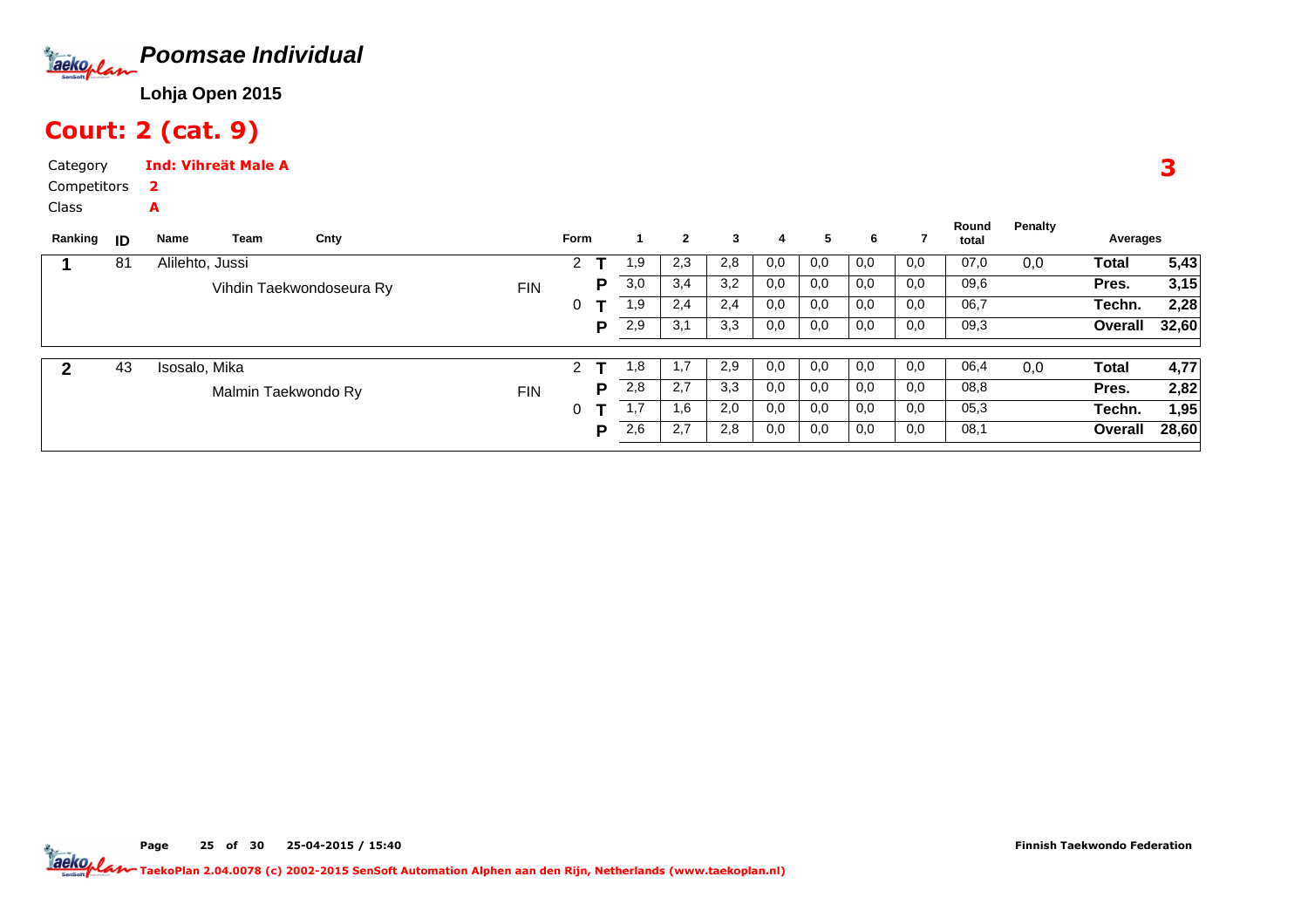# Poomsae Individual

**Lohja Open 2015**

## Court: 2 (cat. 9)

Category **Ind: Vihreät Male A**

Competitors **2**

Class **A**

**3**

| Ranking | ID | Name | Team | Cnty | Form | | 1 | 2 | 3 | 4 | 5 | 6 | 7 | Round total | Penalty | Averages | |
|---|---|---|---|---|---|---|---|---|---|---|---|---|---|---|---|---|---|
| **1** | 81 | Alilehto, Jussi | | | 2 | **T** | 1,9 | 2,3 | 2,8 | 0,0 | 0,0 | 0,0 | 0,0 | 07,0 | 0,0 | **Total** | **5,43** |
| | | | Vihdin Taekwondoseura Ry | FIN | | **P** | 3,0 | 3,4 | 3,2 | 0,0 | 0,0 | 0,0 | 0,0 | 09,6 | | **Pres.** | **3,15** |
| | | | | | 0 | **T** | 1,9 | 2,4 | 2,4 | 0,0 | 0,0 | 0,0 | 0,0 | 06,7 | | **Techn.** | **2,28** |
| | | | | | | **P** | 2,9 | 3,1 | 3,3 | 0,0 | 0,0 | 0,0 | 0,0 | 09,3 | | **Overall** | **32,60** |
| **2** | 43 | Isosalo, Mika | | | 2 | **T** | 1,8 | 1,7 | 2,9 | 0,0 | 0,0 | 0,0 | 0,0 | 06,4 | 0,0 | **Total** | **4,77** |
| | | | Malmin Taekwondo Ry | FIN | | **P** | 2,8 | 2,7 | 3,3 | 0,0 | 0,0 | 0,0 | 0,0 | 08,8 | | **Pres.** | **2,82** |
| | | | | | 0 | **T** | 1,7 | 1,6 | 2,0 | 0,0 | 0,0 | 0,0 | 0,0 | 05,3 | | **Techn.** | **1,95** |
| | | | | | | **P** | 2,6 | 2,7 | 2,8 | 0,0 | 0,0 | 0,0 | 0,0 | 08,1 | | **Overall** | **28,60** |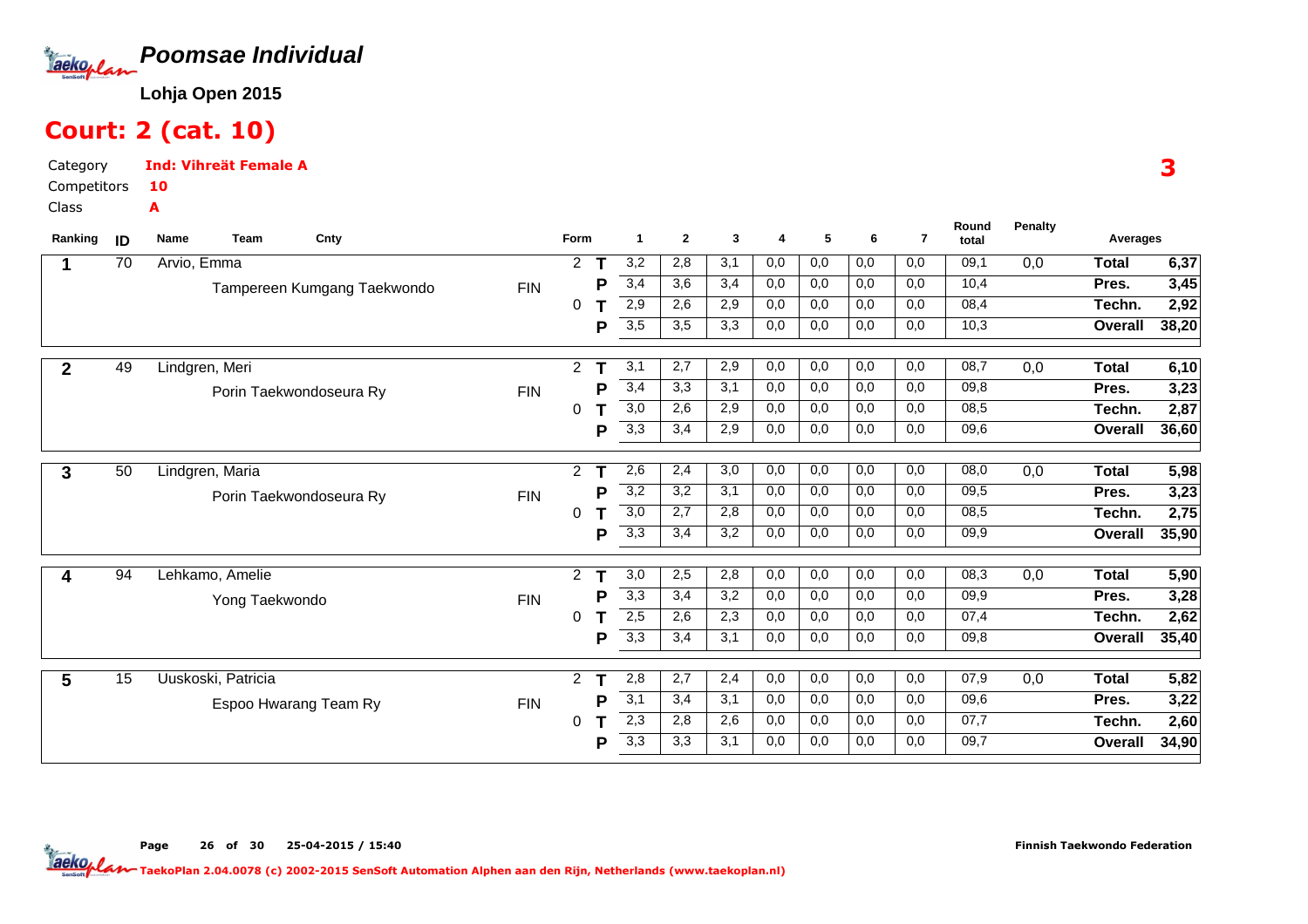# Poomsae Individual

**Lohja Open 2015**

## Court: 2 (cat. 10)

Category **Ind: Vihreät Female A**
Competitors **10**
Class **A**

**3**

| Ranking | ID | Name / Team | Cnty | Form | | 1 | 2 | 3 | 4 | 5 | 6 | 7 | Round total | Penalty | Averages | |
|---|---|---|---|---|---|---|---|---|---|---|---|---|---|---|---|---|
| 1 | 70 | Arvio, Emma | | 2 | T | 3,2 | 2,8 | 3,1 | 0,0 | 0,0 | 0,0 | 0,0 | 09,1 | 0,0 | Total | 6,37 |
| | | Tampereen Kumgang Taekwondo | FIN | | P | 3,4 | 3,6 | 3,4 | 0,0 | 0,0 | 0,0 | 0,0 | 10,4 | | Pres. | 3,45 |
| | | | | 0 | T | 2,9 | 2,6 | 2,9 | 0,0 | 0,0 | 0,0 | 0,0 | 08,4 | | Techn. | 2,92 |
| | | | | | P | 3,5 | 3,5 | 3,3 | 0,0 | 0,0 | 0,0 | 0,0 | 10,3 | | Overall | 38,20 |
| 2 | 49 | Lindgren, Meri | | 2 | T | 3,1 | 2,7 | 2,9 | 0,0 | 0,0 | 0,0 | 0,0 | 08,7 | 0,0 | Total | 6,10 |
| | | Porin Taekwondoseura Ry | FIN | | P | 3,4 | 3,3 | 3,1 | 0,0 | 0,0 | 0,0 | 0,0 | 09,8 | | Pres. | 3,23 |
| | | | | 0 | T | 3,0 | 2,6 | 2,9 | 0,0 | 0,0 | 0,0 | 0,0 | 08,5 | | Techn. | 2,87 |
| | | | | | P | 3,3 | 3,4 | 2,9 | 0,0 | 0,0 | 0,0 | 0,0 | 09,6 | | Overall | 36,60 |
| 3 | 50 | Lindgren, Maria | | 2 | T | 2,6 | 2,4 | 3,0 | 0,0 | 0,0 | 0,0 | 0,0 | 08,0 | 0,0 | Total | 5,98 |
| | | Porin Taekwondoseura Ry | FIN | | P | 3,2 | 3,2 | 3,1 | 0,0 | 0,0 | 0,0 | 0,0 | 09,5 | | Pres. | 3,23 |
| | | | | 0 | T | 3,0 | 2,7 | 2,8 | 0,0 | 0,0 | 0,0 | 0,0 | 08,5 | | Techn. | 2,75 |
| | | | | | P | 3,3 | 3,4 | 3,2 | 0,0 | 0,0 | 0,0 | 0,0 | 09,9 | | Overall | 35,90 |
| 4 | 94 | Lehkamo, Amelie | | 2 | T | 3,0 | 2,5 | 2,8 | 0,0 | 0,0 | 0,0 | 0,0 | 08,3 | 0,0 | Total | 5,90 |
| | | Yong Taekwondo | FIN | | P | 3,3 | 3,4 | 3,2 | 0,0 | 0,0 | 0,0 | 0,0 | 09,9 | | Pres. | 3,28 |
| | | | | 0 | T | 2,5 | 2,6 | 2,3 | 0,0 | 0,0 | 0,0 | 0,0 | 07,4 | | Techn. | 2,62 |
| | | | | | P | 3,3 | 3,4 | 3,1 | 0,0 | 0,0 | 0,0 | 0,0 | 09,8 | | Overall | 35,40 |
| 5 | 15 | Uuskoski, Patricia | | 2 | T | 2,8 | 2,7 | 2,4 | 0,0 | 0,0 | 0,0 | 0,0 | 07,9 | 0,0 | Total | 5,82 |
| | | Espoo Hwarang Team Ry | FIN | | P | 3,1 | 3,4 | 3,1 | 0,0 | 0,0 | 0,0 | 0,0 | 09,6 | | Pres. | 3,22 |
| | | | | 0 | T | 2,3 | 2,8 | 2,6 | 0,0 | 0,0 | 0,0 | 0,0 | 07,7 | | Techn. | 2,60 |
| | | | | | P | 3,3 | 3,3 | 3,1 | 0,0 | 0,0 | 0,0 | 0,0 | 09,7 | | Overall | 34,90 |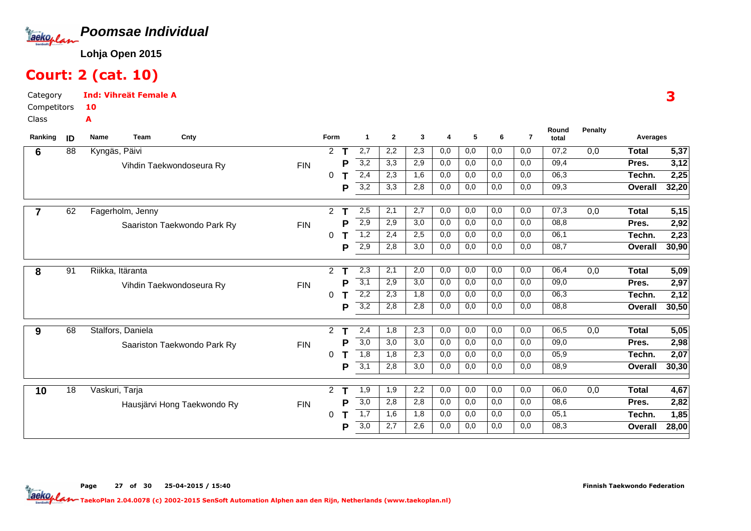# *Poomsae Individual*

**Lohja Open 2015**

## Court: 2 (cat. 10)

Category **Ind: Vihreät Female A**

Competitors **10**

Class **A**

**3**

| Ranking | ID | Name / Team | Cnty | Form | | 1 | 2 | 3 | 4 | 5 | 6 | 7 | Round total | Penalty | Averages | |
|---|---|---|---|---|---|---|---|---|---|---|---|---|---|---|---|---|
| 6 | 88 | Kyngäs, Päivi | | 2 | T | 2,7 | 2,2 | 2,3 | 0,0 | 0,0 | 0,0 | 0,0 | 07,2 | 0,0 | Total | 5,37 |
| | | Vihdin Taekwondoseura Ry | FIN | | P | 3,2 | 3,3 | 2,9 | 0,0 | 0,0 | 0,0 | 0,0 | 09,4 | | Pres. | 3,12 |
| | | | | 0 | T | 2,4 | 2,3 | 1,6 | 0,0 | 0,0 | 0,0 | 0,0 | 06,3 | | Techn. | 2,25 |
| | | | | | P | 3,2 | 3,3 | 2,8 | 0,0 | 0,0 | 0,0 | 0,0 | 09,3 | | Overall | 32,20 |
| 7 | 62 | Fagerholm, Jenny | | 2 | T | 2,5 | 2,1 | 2,7 | 0,0 | 0,0 | 0,0 | 0,0 | 07,3 | 0,0 | Total | 5,15 |
| | | Saariston Taekwondo Park Ry | FIN | | P | 2,9 | 2,9 | 3,0 | 0,0 | 0,0 | 0,0 | 0,0 | 08,8 | | Pres. | 2,92 |
| | | | | 0 | T | 1,2 | 2,4 | 2,5 | 0,0 | 0,0 | 0,0 | 0,0 | 06,1 | | Techn. | 2,23 |
| | | | | | P | 2,9 | 2,8 | 3,0 | 0,0 | 0,0 | 0,0 | 0,0 | 08,7 | | Overall | 30,90 |
| 8 | 91 | Riikka, Itäranta | | 2 | T | 2,3 | 2,1 | 2,0 | 0,0 | 0,0 | 0,0 | 0,0 | 06,4 | 0,0 | Total | 5,09 |
| | | Vihdin Taekwondoseura Ry | FIN | | P | 3,1 | 2,9 | 3,0 | 0,0 | 0,0 | 0,0 | 0,0 | 09,0 | | Pres. | 2,97 |
| | | | | 0 | T | 2,2 | 2,3 | 1,8 | 0,0 | 0,0 | 0,0 | 0,0 | 06,3 | | Techn. | 2,12 |
| | | | | | P | 3,2 | 2,8 | 2,8 | 0,0 | 0,0 | 0,0 | 0,0 | 08,8 | | Overall | 30,50 |
| 9 | 68 | Stalfors, Daniela | | 2 | T | 2,4 | 1,8 | 2,3 | 0,0 | 0,0 | 0,0 | 0,0 | 06,5 | 0,0 | Total | 5,05 |
| | | Saariston Taekwondo Park Ry | FIN | | P | 3,0 | 3,0 | 3,0 | 0,0 | 0,0 | 0,0 | 0,0 | 09,0 | | Pres. | 2,98 |
| | | | | 0 | T | 1,8 | 1,8 | 2,3 | 0,0 | 0,0 | 0,0 | 0,0 | 05,9 | | Techn. | 2,07 |
| | | | | | P | 3,1 | 2,8 | 3,0 | 0,0 | 0,0 | 0,0 | 0,0 | 08,9 | | Overall | 30,30 |
| 10 | 18 | Vaskuri, Tarja | | 2 | T | 1,9 | 1,9 | 2,2 | 0,0 | 0,0 | 0,0 | 0,0 | 06,0 | 0,0 | Total | 4,67 |
| | | Hausjärvi Hong Taekwondo Ry | FIN | | P | 3,0 | 2,8 | 2,8 | 0,0 | 0,0 | 0,0 | 0,0 | 08,6 | | Pres. | 2,82 |
| | | | | 0 | T | 1,7 | 1,6 | 1,8 | 0,0 | 0,0 | 0,0 | 0,0 | 05,1 | | Techn. | 1,85 |
| | | | | | P | 3,0 | 2,7 | 2,6 | 0,0 | 0,0 | 0,0 | 0,0 | 08,3 | | Overall | 28,00 |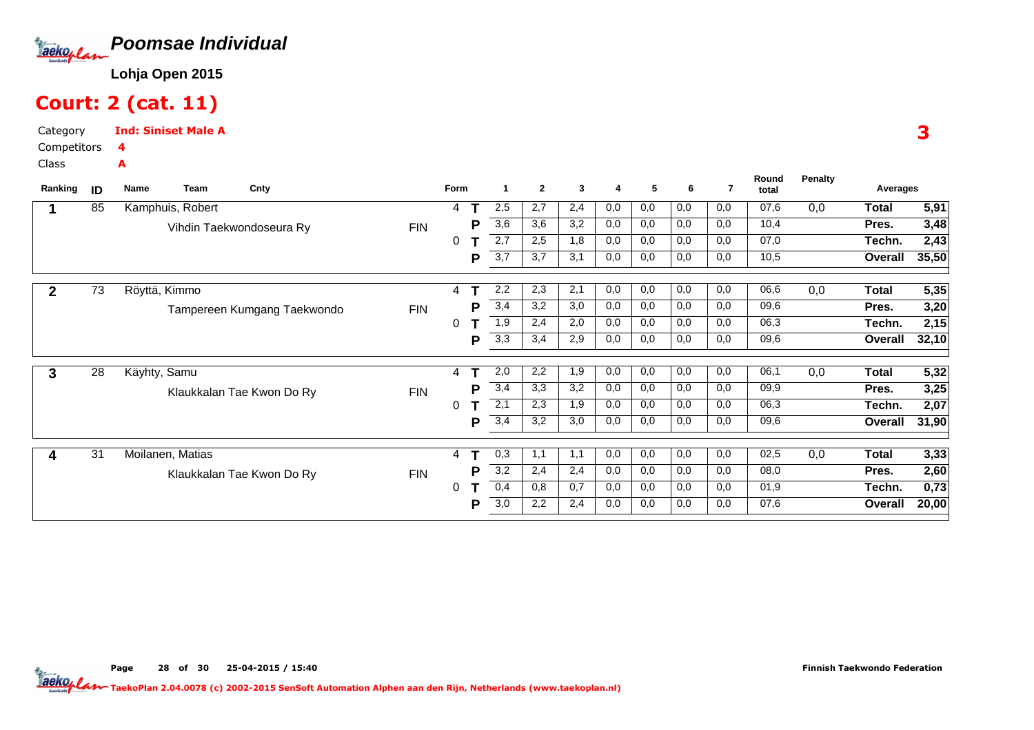# Poomsae Individual

**Lohja Open 2015**

## Court: 2 (cat. 11)

Category **Ind: Siniset Male A**

Competitors **4**

Class **A**

**3**

| Ranking | ID | Name / Team | Cnty | Form | | 1 | 2 | 3 | 4 | 5 | 6 | 7 | Round total | Penalty | Averages | |
|---|---|---|---|---|---|---|---|---|---|---|---|---|---|---|---|---|
| 1 | 85 | Kamphuis, Robert | | 4 | T | 2,5 | 2,7 | 2,4 | 0,0 | 0,0 | 0,0 | 0,0 | 07,6 | 0,0 | Total | 5,91 |
| | | Vihdin Taekwondoseura Ry | FIN | | P | 3,6 | 3,6 | 3,2 | 0,0 | 0,0 | 0,0 | 0,0 | 10,4 | | Pres. | 3,48 |
| | | | | 0 | T | 2,7 | 2,5 | 1,8 | 0,0 | 0,0 | 0,0 | 0,0 | 07,0 | | Techn. | 2,43 |
| | | | | | P | 3,7 | 3,7 | 3,1 | 0,0 | 0,0 | 0,0 | 0,0 | 10,5 | | Overall | 35,50 |
| 2 | 73 | Röyttä, Kimmo | | 4 | T | 2,2 | 2,3 | 2,1 | 0,0 | 0,0 | 0,0 | 0,0 | 06,6 | 0,0 | Total | 5,35 |
| | | Tampereen Kumgang Taekwondo | FIN | | P | 3,4 | 3,2 | 3,0 | 0,0 | 0,0 | 0,0 | 0,0 | 09,6 | | Pres. | 3,20 |
| | | | | 0 | T | 1,9 | 2,4 | 2,0 | 0,0 | 0,0 | 0,0 | 0,0 | 06,3 | | Techn. | 2,15 |
| | | | | | P | 3,3 | 3,4 | 2,9 | 0,0 | 0,0 | 0,0 | 0,0 | 09,6 | | Overall | 32,10 |
| 3 | 28 | Käyhty, Samu | | 4 | T | 2,0 | 2,2 | 1,9 | 0,0 | 0,0 | 0,0 | 0,0 | 06,1 | 0,0 | Total | 5,32 |
| | | Klaukkalan Tae Kwon Do Ry | FIN | | P | 3,4 | 3,3 | 3,2 | 0,0 | 0,0 | 0,0 | 0,0 | 09,9 | | Pres. | 3,25 |
| | | | | 0 | T | 2,1 | 2,3 | 1,9 | 0,0 | 0,0 | 0,0 | 0,0 | 06,3 | | Techn. | 2,07 |
| | | | | | P | 3,4 | 3,2 | 3,0 | 0,0 | 0,0 | 0,0 | 0,0 | 09,6 | | Overall | 31,90 |
| 4 | 31 | Moilanen, Matias | | 4 | T | 0,3 | 1,1 | 1,1 | 0,0 | 0,0 | 0,0 | 0,0 | 02,5 | 0,0 | Total | 3,33 |
| | | Klaukkalan Tae Kwon Do Ry | FIN | | P | 3,2 | 2,4 | 2,4 | 0,0 | 0,0 | 0,0 | 0,0 | 08,0 | | Pres. | 2,60 |
| | | | | 0 | T | 0,4 | 0,8 | 0,7 | 0,0 | 0,0 | 0,0 | 0,0 | 01,9 | | Techn. | 0,73 |
| | | | | | P | 3,0 | 2,2 | 2,4 | 0,0 | 0,0 | 0,0 | 0,0 | 07,6 | | Overall | 20,00 |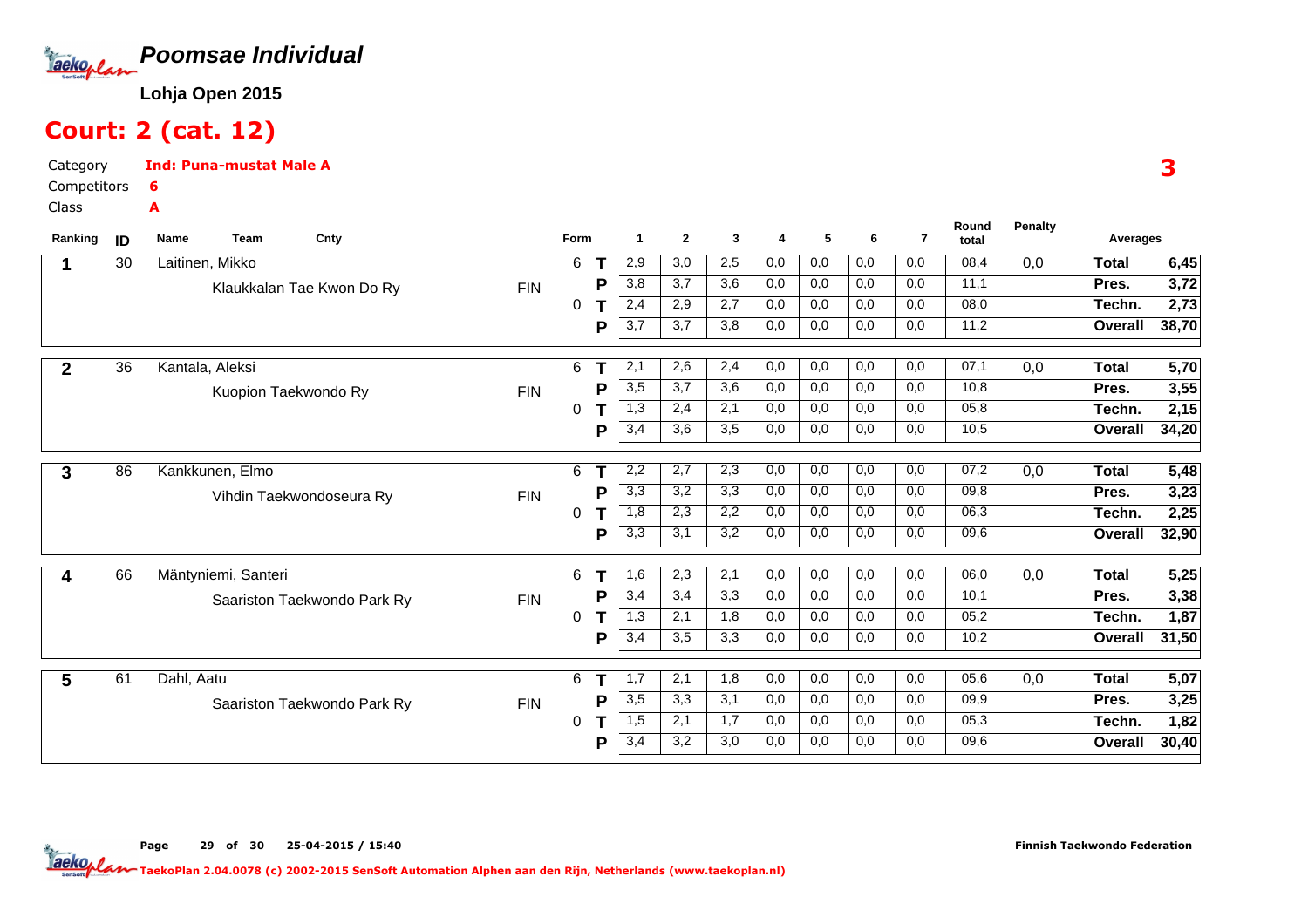## *Poomsae Individual*

**Lohja Open 2015**

# Court: 2 (cat. 12)

Category **Ind: Puna-mustat Male A**

Competitors **6**

Class **A**

**3**

| Ranking | ID | Name / Team | Cnty | Form | | 1 | 2 | 3 | 4 | 5 | 6 | 7 | Round total | Penalty | Averages | |
|---|---|---|---|---|---|---|---|---|---|---|---|---|---|---|---|---|
| 1 | 30 | Laitinen, Mikko | | 6 | T | 2,9 | 3,0 | 2,5 | 0,0 | 0,0 | 0,0 | 0,0 | 08,4 | 0,0 | Total | 6,45 |
| | | Klaukkalan Tae Kwon Do Ry | FIN | | P | 3,8 | 3,7 | 3,6 | 0,0 | 0,0 | 0,0 | 0,0 | 11,1 | | Pres. | 3,72 |
| | | | | 0 | T | 2,4 | 2,9 | 2,7 | 0,0 | 0,0 | 0,0 | 0,0 | 08,0 | | Techn. | 2,73 |
| | | | | | P | 3,7 | 3,7 | 3,8 | 0,0 | 0,0 | 0,0 | 0,0 | 11,2 | | Overall | 38,70 |
| 2 | 36 | Kantala, Aleksi | | 6 | T | 2,1 | 2,6 | 2,4 | 0,0 | 0,0 | 0,0 | 0,0 | 07,1 | 0,0 | Total | 5,70 |
| | | Kuopion Taekwondo Ry | FIN | | P | 3,5 | 3,7 | 3,6 | 0,0 | 0,0 | 0,0 | 0,0 | 10,8 | | Pres. | 3,55 |
| | | | | 0 | T | 1,3 | 2,4 | 2,1 | 0,0 | 0,0 | 0,0 | 0,0 | 05,8 | | Techn. | 2,15 |
| | | | | | P | 3,4 | 3,6 | 3,5 | 0,0 | 0,0 | 0,0 | 0,0 | 10,5 | | Overall | 34,20 |
| 3 | 86 | Kankkunen, Elmo | | 6 | T | 2,2 | 2,7 | 2,3 | 0,0 | 0,0 | 0,0 | 0,0 | 07,2 | 0,0 | Total | 5,48 |
| | | Vihdin Taekwondoseura Ry | FIN | | P | 3,3 | 3,2 | 3,3 | 0,0 | 0,0 | 0,0 | 0,0 | 09,8 | | Pres. | 3,23 |
| | | | | 0 | T | 1,8 | 2,3 | 2,2 | 0,0 | 0,0 | 0,0 | 0,0 | 06,3 | | Techn. | 2,25 |
| | | | | | P | 3,3 | 3,1 | 3,2 | 0,0 | 0,0 | 0,0 | 0,0 | 09,6 | | Overall | 32,90 |
| 4 | 66 | Mäntyniemi, Santeri | | 6 | T | 1,6 | 2,3 | 2,1 | 0,0 | 0,0 | 0,0 | 0,0 | 06,0 | 0,0 | Total | 5,25 |
| | | Saariston Taekwondo Park Ry | FIN | | P | 3,4 | 3,4 | 3,3 | 0,0 | 0,0 | 0,0 | 0,0 | 10,1 | | Pres. | 3,38 |
| | | | | 0 | T | 1,3 | 2,1 | 1,8 | 0,0 | 0,0 | 0,0 | 0,0 | 05,2 | | Techn. | 1,87 |
| | | | | | P | 3,4 | 3,5 | 3,3 | 0,0 | 0,0 | 0,0 | 0,0 | 10,2 | | Overall | 31,50 |
| 5 | 61 | Dahl, Aatu | | 6 | T | 1,7 | 2,1 | 1,8 | 0,0 | 0,0 | 0,0 | 0,0 | 05,6 | 0,0 | Total | 5,07 |
| | | Saariston Taekwondo Park Ry | FIN | | P | 3,5 | 3,3 | 3,1 | 0,0 | 0,0 | 0,0 | 0,0 | 09,9 | | Pres. | 3,25 |
| | | | | 0 | T | 1,5 | 2,1 | 1,7 | 0,0 | 0,0 | 0,0 | 0,0 | 05,3 | | Techn. | 1,82 |
| | | | | | P | 3,4 | 3,2 | 3,0 | 0,0 | 0,0 | 0,0 | 0,0 | 09,6 | | Overall | 30,40 |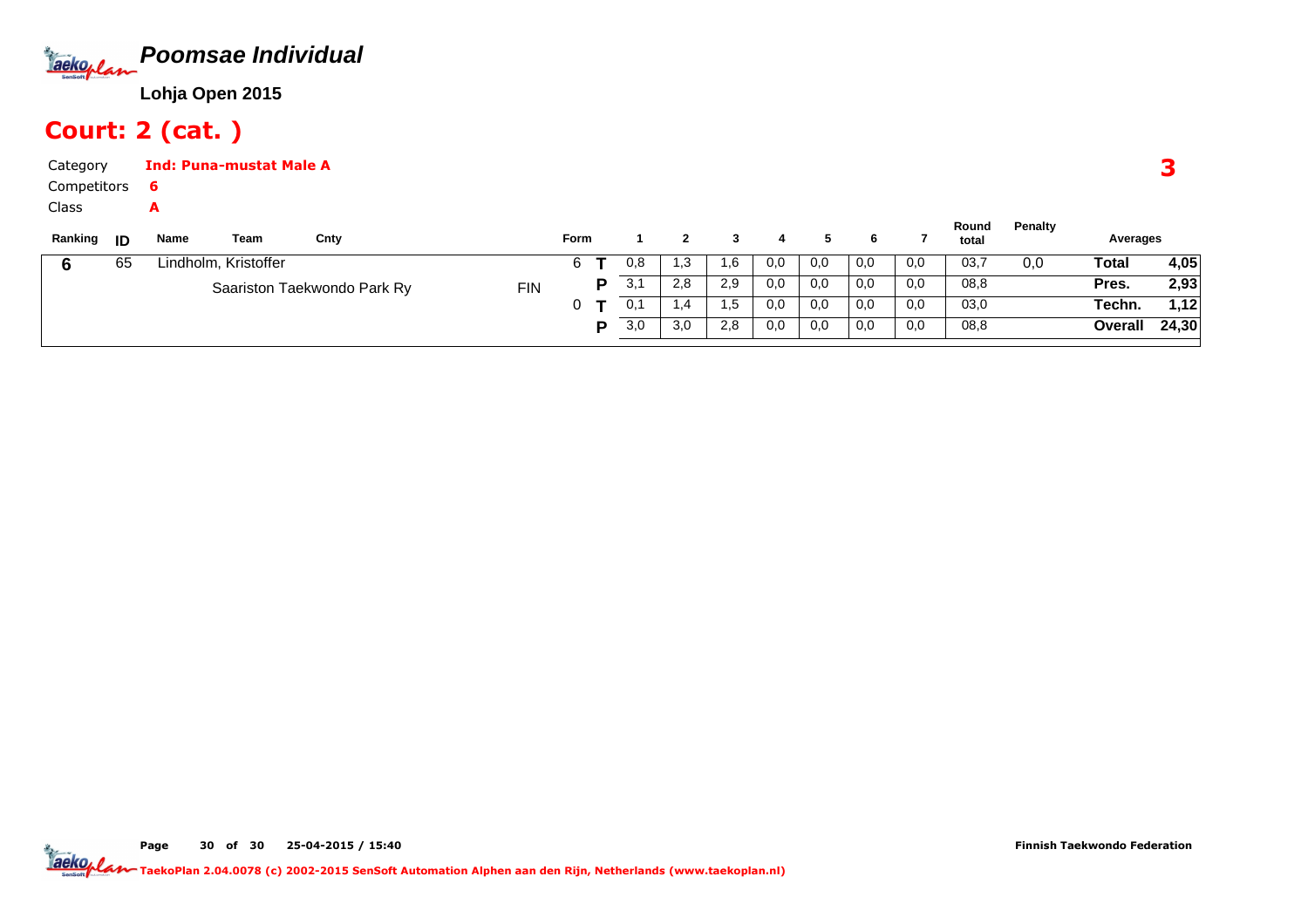## Poomsae Individual

**Lohja Open 2015**

# Court: 2 (cat. )

Category **Ind: Puna-mustat Male A**

Competitors **6**

Class **A**

**3**

| Ranking | ID | Name | Team | Cnty | Form | | 1 | 2 | 3 | 4 | 5 | 6 | 7 | Round total | Penalty | Averages | |
|---|---|---|---|---|---|---|---|---|---|---|---|---|---|---|---|---|---|
| 6 | 65 | Lindholm, Kristoffer | | | 6 | T | 0,8 | 1,3 | 1,6 | 0,0 | 0,0 | 0,0 | 0,0 | 03,7 | 0,0 | Total | 4,05 |
| | | | Saariston Taekwondo Park Ry | FIN | | P | 3,1 | 2,8 | 2,9 | 0,0 | 0,0 | 0,0 | 0,0 | 08,8 | | Pres. | 2,93 |
| | | | | | 0 | T | 0,1 | 1,4 | 1,5 | 0,0 | 0,0 | 0,0 | 0,0 | 03,0 | | Techn. | 1,12 |
| | | | | | | P | 3,0 | 3,0 | 2,8 | 0,0 | 0,0 | 0,0 | 0,0 | 08,8 | | Overall | 24,30 |

Page 30 of 30 25-04-2015 / 15:40

Finnish Taekwondo Federation

TaekoPlan 2.04.0078 (c) 2002-2015 SenSoft Automation Alphen aan den Rijn, Netherlands (www.taekoplan.nl)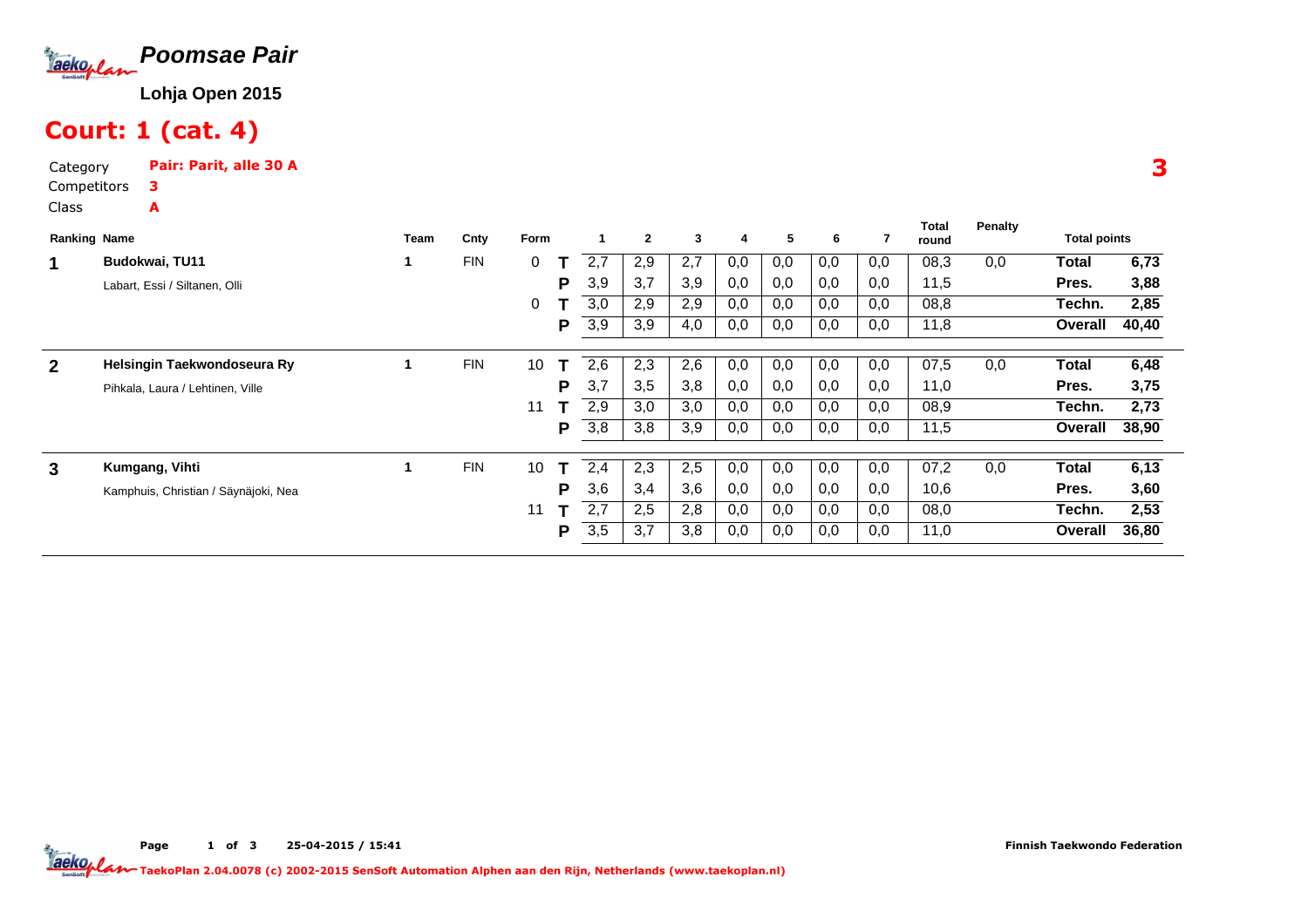# Poomsae Pair

**Lohja Open 2015**

## Court: 1 (cat. 4)

Category **Pair: Parit, alle 30 A**

Competitors **3**

Class **A**

**3**

| Ranking | Name | Team | Cnty | Form | | 1 | 2 | 3 | 4 | 5 | 6 | 7 | Total round | Penalty | Total points | |
|---|---|---|---|---|---|---|---|---|---|---|---|---|---|---|---|---|
| **1** | **Budokwai, TU11** | 1 | FIN | 0 | T | 2,7 | 2,9 | 2,7 | 0,0 | 0,0 | 0,0 | 0,0 | 08,3 | 0,0 | **Total** | **6,73** |
| | Labart, Essi / Siltanen, Olli | | | | P | 3,9 | 3,7 | 3,9 | 0,0 | 0,0 | 0,0 | 0,0 | 11,5 | | **Pres.** | **3,88** |
| | | | | 0 | T | 3,0 | 2,9 | 2,9 | 0,0 | 0,0 | 0,0 | 0,0 | 08,8 | | **Techn.** | **2,85** |
| | | | | | P | 3,9 | 3,9 | 4,0 | 0,0 | 0,0 | 0,0 | 0,0 | 11,8 | | **Overall** | **40,40** |
| **2** | **Helsingin Taekwondoseura Ry** | 1 | FIN | 10 | T | 2,6 | 2,3 | 2,6 | 0,0 | 0,0 | 0,0 | 0,0 | 07,5 | 0,0 | **Total** | **6,48** |
| | Pihkala, Laura / Lehtinen, Ville | | | | P | 3,7 | 3,5 | 3,8 | 0,0 | 0,0 | 0,0 | 0,0 | 11,0 | | **Pres.** | **3,75** |
| | | | | 11 | T | 2,9 | 3,0 | 3,0 | 0,0 | 0,0 | 0,0 | 0,0 | 08,9 | | **Techn.** | **2,73** |
| | | | | | P | 3,8 | 3,8 | 3,9 | 0,0 | 0,0 | 0,0 | 0,0 | 11,5 | | **Overall** | **38,90** |
| **3** | **Kumgang, Vihti** | 1 | FIN | 10 | T | 2,4 | 2,3 | 2,5 | 0,0 | 0,0 | 0,0 | 0,0 | 07,2 | 0,0 | **Total** | **6,13** |
| | Kamphuis, Christian / Säynäjoki, Nea | | | | P | 3,6 | 3,4 | 3,6 | 0,0 | 0,0 | 0,0 | 0,0 | 10,6 | | **Pres.** | **3,60** |
| | | | | 11 | T | 2,7 | 2,5 | 2,8 | 0,0 | 0,0 | 0,0 | 0,0 | 08,0 | | **Techn.** | **2,53** |
| | | | | | P | 3,5 | 3,7 | 3,8 | 0,0 | 0,0 | 0,0 | 0,0 | 11,0 | | **Overall** | **36,80** |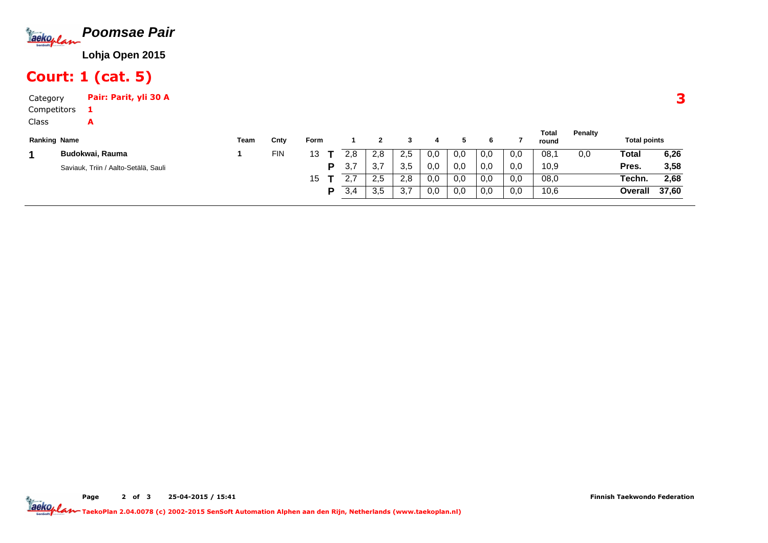# *Poomsae Pair*

**Lohja Open 2015**

## Court: 1 (cat. 5)

**3**

Category **Pair: Parit, yli 30 A**
Competitors **1**
Class **A**

| Ranking | Name | Team | Cnty | Form | | 1 | 2 | 3 | 4 | 5 | 6 | 7 | Total round | Penalty | Total points | |
|---|---|---|---|---|---|---|---|---|---|---|---|---|---|---|---|---|
| **1** | **Budokwai, Rauma** | 1 | FIN | 13 | **T** | 2,8 | 2,8 | 2,5 | 0,0 | 0,0 | 0,0 | 0,0 | 08,1 | 0,0 | **Total** | **6,26** |
| | Saviauk, Triin / Aalto-Setälä, Sauli | | | | **P** | 3,7 | 3,7 | 3,5 | 0,0 | 0,0 | 0,0 | 0,0 | 10,9 | | **Pres.** | **3,58** |
| | | | | 15 | **T** | 2,7 | 2,5 | 2,8 | 0,0 | 0,0 | 0,0 | 0,0 | 08,0 | | **Techn.** | **2,68** |
| | | | | | **P** | 3,4 | 3,5 | 3,7 | 0,0 | 0,0 | 0,0 | 0,0 | 10,6 | | **Overall** | **37,60** |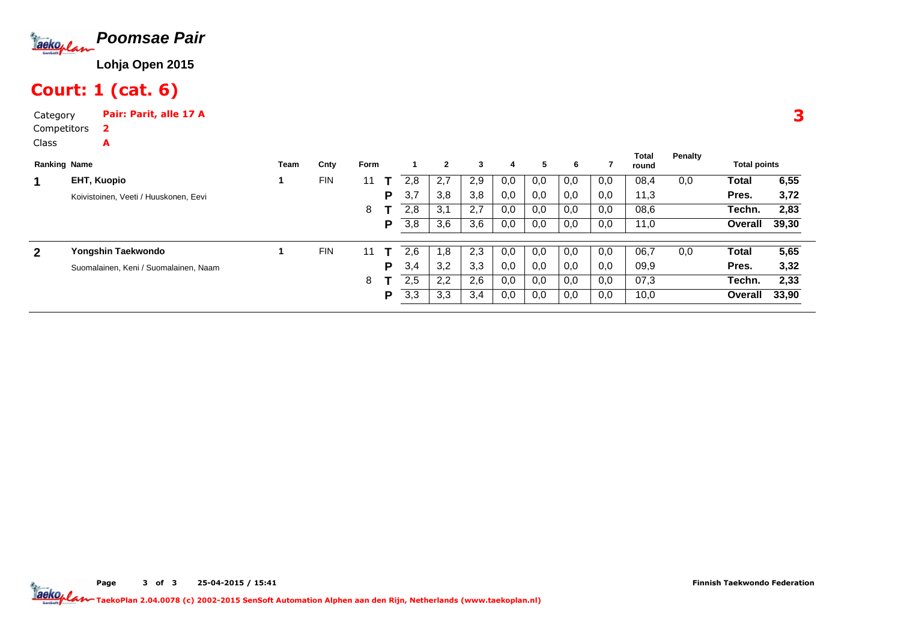# Poomsae Pair

**Lohja Open 2015**

## Court: 1 (cat. 6)

Category **Pair: Parit, alle 17 A**

Competitors **2**

Class **A**

**3**

| Ranking | Name | Team | Cnty | Form | | 1 | 2 | 3 | 4 | 5 | 6 | 7 | Total round | Penalty | Total points | |
|---|---|---|---|---|---|---|---|---|---|---|---|---|---|---|---|---|
| **1** | **EHT, Kuopio** | 1 | FIN | 11 | T | 2,8 | 2,7 | 2,9 | 0,0 | 0,0 | 0,0 | 0,0 | 08,4 | 0,0 | **Total** | **6,55** |
| | Koivistoinen, Veeti / Huuskonen, Eevi | | | | P | 3,7 | 3,8 | 3,8 | 0,0 | 0,0 | 0,0 | 0,0 | 11,3 | | **Pres.** | **3,72** |
| | | | | 8 | T | 2,8 | 3,1 | 2,7 | 0,0 | 0,0 | 0,0 | 0,0 | 08,6 | | **Techn.** | **2,83** |
| | | | | | P | 3,8 | 3,6 | 3,6 | 0,0 | 0,0 | 0,0 | 0,0 | 11,0 | | **Overall** | **39,30** |
| **2** | **Yongshin Taekwondo** | 1 | FIN | 11 | T | 2,6 | 1,8 | 2,3 | 0,0 | 0,0 | 0,0 | 0,0 | 06,7 | 0,0 | **Total** | **5,65** |
| | Suomalainen, Keni / Suomalainen, Naam | | | | P | 3,4 | 3,2 | 3,3 | 0,0 | 0,0 | 0,0 | 0,0 | 09,9 | | **Pres.** | **3,32** |
| | | | | 8 | T | 2,5 | 2,2 | 2,6 | 0,0 | 0,0 | 0,0 | 0,0 | 07,3 | | **Techn.** | **2,33** |
| | | | | | P | 3,3 | 3,3 | 3,4 | 0,0 | 0,0 | 0,0 | 0,0 | 10,0 | | **Overall** | **33,90** |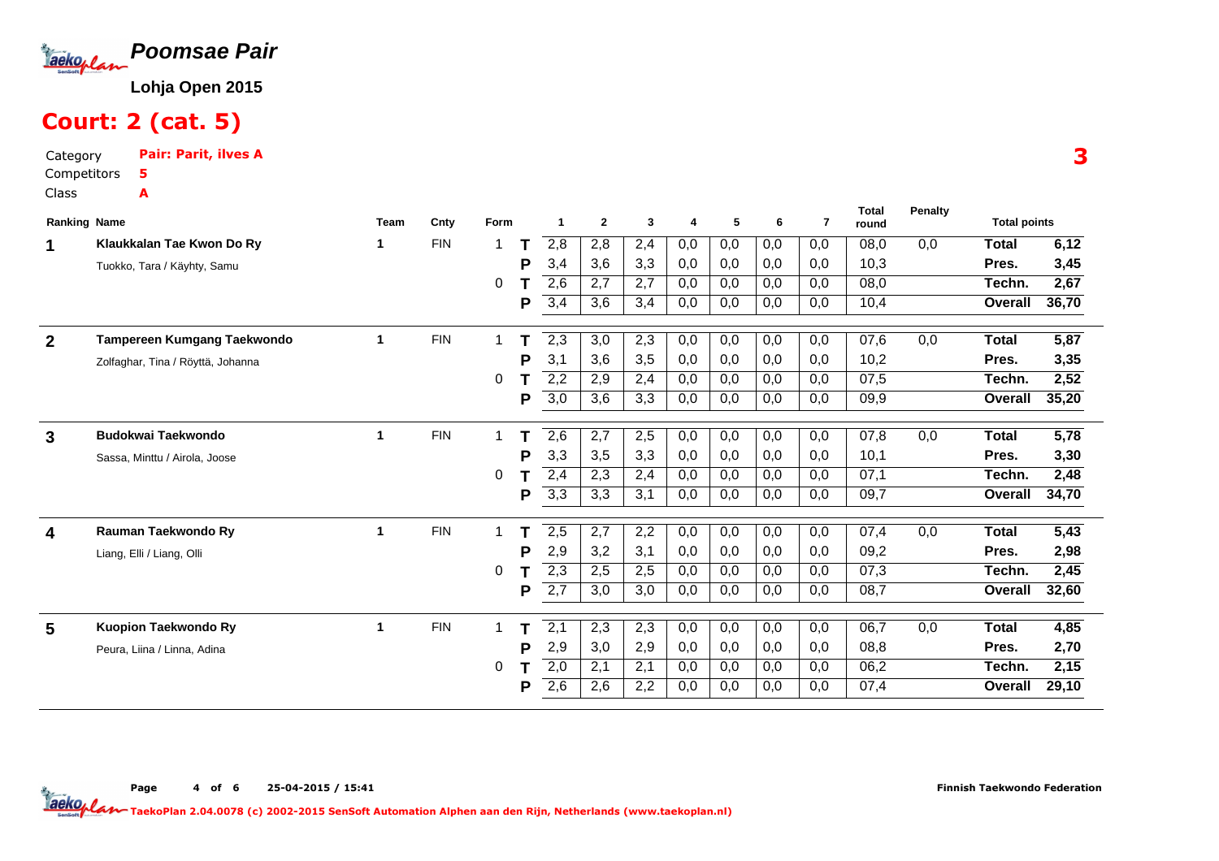# Poomsae Pair

**Lohja Open 2015**

## Court: 2 (cat. 5)

Category **Pair: Parit, ilves A**

Competitors **5**

Class **A**

**3**

| Ranking | Name | Team | Cnty | Form | | 1 | 2 | 3 | 4 | 5 | 6 | 7 | Total round | Penalty | Total points | |
|---|---|---|---|---|---|---|---|---|---|---|---|---|---|---|---|---|
| **1** | **Klaukkalan Tae Kwon Do Ry** | 1 | FIN | 1 | T | 2,8 | 2,8 | 2,4 | 0,0 | 0,0 | 0,0 | 0,0 | 08,0 | 0,0 | **Total** | **6,12** |
| | Tuokko, Tara / Käyhty, Samu | | | | P | 3,4 | 3,6 | 3,3 | 0,0 | 0,0 | 0,0 | 0,0 | 10,3 | | **Pres.** | **3,45** |
| | | | | 0 | T | 2,6 | 2,7 | 2,7 | 0,0 | 0,0 | 0,0 | 0,0 | 08,0 | | **Techn.** | **2,67** |
| | | | | | P | 3,4 | 3,6 | 3,4 | 0,0 | 0,0 | 0,0 | 0,0 | 10,4 | | **Overall** | **36,70** |
| **2** | **Tampereen Kumgang Taekwondo** | 1 | FIN | 1 | T | 2,3 | 3,0 | 2,3 | 0,0 | 0,0 | 0,0 | 0,0 | 07,6 | 0,0 | **Total** | **5,87** |
| | Zolfaghar, Tina / Röyttä, Johanna | | | | P | 3,1 | 3,6 | 3,5 | 0,0 | 0,0 | 0,0 | 0,0 | 10,2 | | **Pres.** | **3,35** |
| | | | | 0 | T | 2,2 | 2,9 | 2,4 | 0,0 | 0,0 | 0,0 | 0,0 | 07,5 | | **Techn.** | **2,52** |
| | | | | | P | 3,0 | 3,6 | 3,3 | 0,0 | 0,0 | 0,0 | 0,0 | 09,9 | | **Overall** | **35,20** |
| **3** | **Budokwai Taekwondo** | 1 | FIN | 1 | T | 2,6 | 2,7 | 2,5 | 0,0 | 0,0 | 0,0 | 0,0 | 07,8 | 0,0 | **Total** | **5,78** |
| | Sassa, Minttu / Airola, Joose | | | | P | 3,3 | 3,5 | 3,3 | 0,0 | 0,0 | 0,0 | 0,0 | 10,1 | | **Pres.** | **3,30** |
| | | | | 0 | T | 2,4 | 2,3 | 2,4 | 0,0 | 0,0 | 0,0 | 0,0 | 07,1 | | **Techn.** | **2,48** |
| | | | | | P | 3,3 | 3,3 | 3,1 | 0,0 | 0,0 | 0,0 | 0,0 | 09,7 | | **Overall** | **34,70** |
| **4** | **Rauman Taekwondo Ry** | 1 | FIN | 1 | T | 2,5 | 2,7 | 2,2 | 0,0 | 0,0 | 0,0 | 0,0 | 07,4 | 0,0 | **Total** | **5,43** |
| | Liang, Elli / Liang, Olli | | | | P | 2,9 | 3,2 | 3,1 | 0,0 | 0,0 | 0,0 | 0,0 | 09,2 | | **Pres.** | **2,98** |
| | | | | 0 | T | 2,3 | 2,5 | 2,5 | 0,0 | 0,0 | 0,0 | 0,0 | 07,3 | | **Techn.** | **2,45** |
| | | | | | P | 2,7 | 3,0 | 3,0 | 0,0 | 0,0 | 0,0 | 0,0 | 08,7 | | **Overall** | **32,60** |
| **5** | **Kuopion Taekwondo Ry** | 1 | FIN | 1 | T | 2,1 | 2,3 | 2,3 | 0,0 | 0,0 | 0,0 | 0,0 | 06,7 | 0,0 | **Total** | **4,85** |
| | Peura, Liina / Linna, Adina | | | | P | 2,9 | 3,0 | 2,9 | 0,0 | 0,0 | 0,0 | 0,0 | 08,8 | | **Pres.** | **2,70** |
| | | | | 0 | T | 2,0 | 2,1 | 2,1 | 0,0 | 0,0 | 0,0 | 0,0 | 06,2 | | **Techn.** | **2,15** |
| | | | | | P | 2,6 | 2,6 | 2,2 | 0,0 | 0,0 | 0,0 | 0,0 | 07,4 | | **Overall** | **29,10** |

25-04-2015 / 15:41

Finnish Taekwondo Federation

TaekoPlan 2.04.0078 (c) 2002-2015 SenSoft Automation Alphen aan den Rijn, Netherlands (www.taekoplan.nl)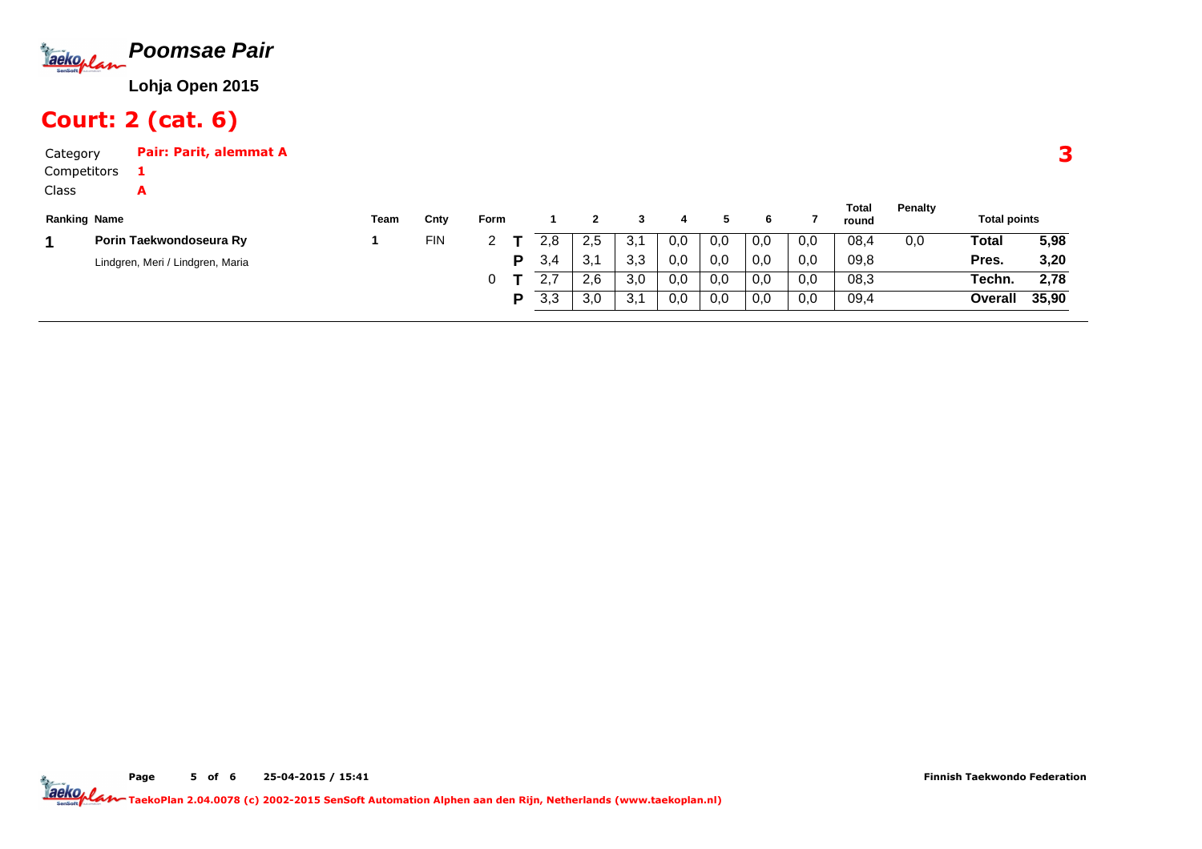# Poomsae Pair

**Lohja Open 2015**

## Court: 2 (cat. 6)

Category **Pair: Parit, alemmat A**

Competitors **1**

Class **A**

**3**

| Ranking | Name | Team | Cnty | Form | | 1 | 2 | 3 | 4 | 5 | 6 | 7 | Total round | Penalty | Total points | |
|---|---|---|---|---|---|---|---|---|---|---|---|---|---|---|---|---|
| **1** | **Porin Taekwondoseura Ry** | 1 | FIN | 2 | **T** | 2,8 | 2,5 | 3,1 | 0,0 | 0,0 | 0,0 | 0,0 | 08,4 | 0,0 | **Total** | **5,98** |
| | Lindgren, Meri / Lindgren, Maria | | | | **P** | 3,4 | 3,1 | 3,3 | 0,0 | 0,0 | 0,0 | 0,0 | 09,8 | | **Pres.** | **3,20** |
| | | | | 0 | **T** | 2,7 | 2,6 | 3,0 | 0,0 | 0,0 | 0,0 | 0,0 | 08,3 | | **Techn.** | **2,78** |
| | | | | | **P** | 3,3 | 3,0 | 3,1 | 0,0 | 0,0 | 0,0 | 0,0 | 09,4 | | **Overall** | **35,90** |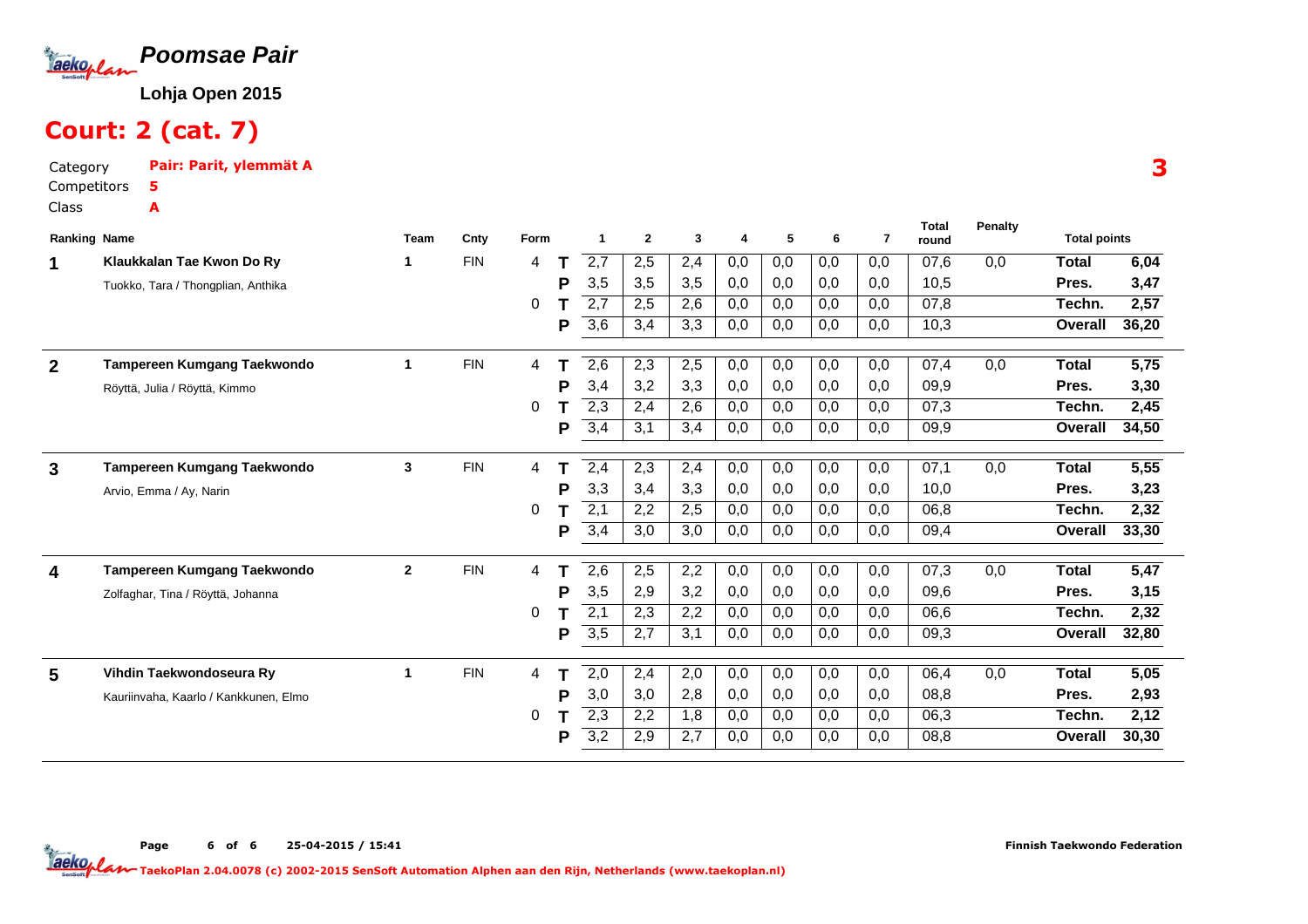# Poomsae Pair

**Lohja Open 2015**

## Court: 2 (cat. 7)

Category **Pair: Parit, ylemmät A**

Competitors **5**

Class **A**

**3**

| Ranking | Name | Team | Cnty | Form | | 1 | 2 | 3 | 4 | 5 | 6 | 7 | Total round | Penalty | Total points | |
|---|---|---|---|---|---|---|---|---|---|---|---|---|---|---|---|---|
| 1 | **Klaukkalan Tae Kwon Do Ry** | 1 | FIN | 4 | T | 2,7 | 2,5 | 2,4 | 0,0 | 0,0 | 0,0 | 0,0 | 07,6 | 0,0 | **Total** | **6,04** |
| | Tuokko, Tara / Thongplian, Anthika | | | | P | 3,5 | 3,5 | 3,5 | 0,0 | 0,0 | 0,0 | 0,0 | 10,5 | | **Pres.** | **3,47** |
| | | | | 0 | T | 2,7 | 2,5 | 2,6 | 0,0 | 0,0 | 0,0 | 0,0 | 07,8 | | **Techn.** | **2,57** |
| | | | | | P | 3,6 | 3,4 | 3,3 | 0,0 | 0,0 | 0,0 | 0,0 | 10,3 | | **Overall** | **36,20** |
| 2 | **Tampereen Kumgang Taekwondo** | 1 | FIN | 4 | T | 2,6 | 2,3 | 2,5 | 0,0 | 0,0 | 0,0 | 0,0 | 07,4 | 0,0 | **Total** | **5,75** |
| | Röyttä, Julia / Röyttä, Kimmo | | | | P | 3,4 | 3,2 | 3,3 | 0,0 | 0,0 | 0,0 | 0,0 | 09,9 | | **Pres.** | **3,30** |
| | | | | 0 | T | 2,3 | 2,4 | 2,6 | 0,0 | 0,0 | 0,0 | 0,0 | 07,3 | | **Techn.** | **2,45** |
| | | | | | P | 3,4 | 3,1 | 3,4 | 0,0 | 0,0 | 0,0 | 0,0 | 09,9 | | **Overall** | **34,50** |
| 3 | **Tampereen Kumgang Taekwondo** | 3 | FIN | 4 | T | 2,4 | 2,3 | 2,4 | 0,0 | 0,0 | 0,0 | 0,0 | 07,1 | 0,0 | **Total** | **5,55** |
| | Arvio, Emma / Ay, Narin | | | | P | 3,3 | 3,4 | 3,3 | 0,0 | 0,0 | 0,0 | 0,0 | 10,0 | | **Pres.** | **3,23** |
| | | | | 0 | T | 2,1 | 2,2 | 2,5 | 0,0 | 0,0 | 0,0 | 0,0 | 06,8 | | **Techn.** | **2,32** |
| | | | | | P | 3,4 | 3,0 | 3,0 | 0,0 | 0,0 | 0,0 | 0,0 | 09,4 | | **Overall** | **33,30** |
| 4 | **Tampereen Kumgang Taekwondo** | 2 | FIN | 4 | T | 2,6 | 2,5 | 2,2 | 0,0 | 0,0 | 0,0 | 0,0 | 07,3 | 0,0 | **Total** | **5,47** |
| | Zolfaghar, Tina / Röyttä, Johanna | | | | P | 3,5 | 2,9 | 3,2 | 0,0 | 0,0 | 0,0 | 0,0 | 09,6 | | **Pres.** | **3,15** |
| | | | | 0 | T | 2,1 | 2,3 | 2,2 | 0,0 | 0,0 | 0,0 | 0,0 | 06,6 | | **Techn.** | **2,32** |
| | | | | | P | 3,5 | 2,7 | 3,1 | 0,0 | 0,0 | 0,0 | 0,0 | 09,3 | | **Overall** | **32,80** |
| 5 | **Vihdin Taekwondoseura Ry** | 1 | FIN | 4 | T | 2,0 | 2,4 | 2,0 | 0,0 | 0,0 | 0,0 | 0,0 | 06,4 | 0,0 | **Total** | **5,05** |
| | Kauriinvaha, Kaarlo / Kankkunen, Elmo | | | | P | 3,0 | 3,0 | 2,8 | 0,0 | 0,0 | 0,0 | 0,0 | 08,8 | | **Pres.** | **2,93** |
| | | | | 0 | T | 2,3 | 2,2 | 1,8 | 0,0 | 0,0 | 0,0 | 0,0 | 06,3 | | **Techn.** | **2,12** |
| | | | | | P | 3,2 | 2,9 | 2,7 | 0,0 | 0,0 | 0,0 | 0,0 | 08,8 | | **Overall** | **30,30** |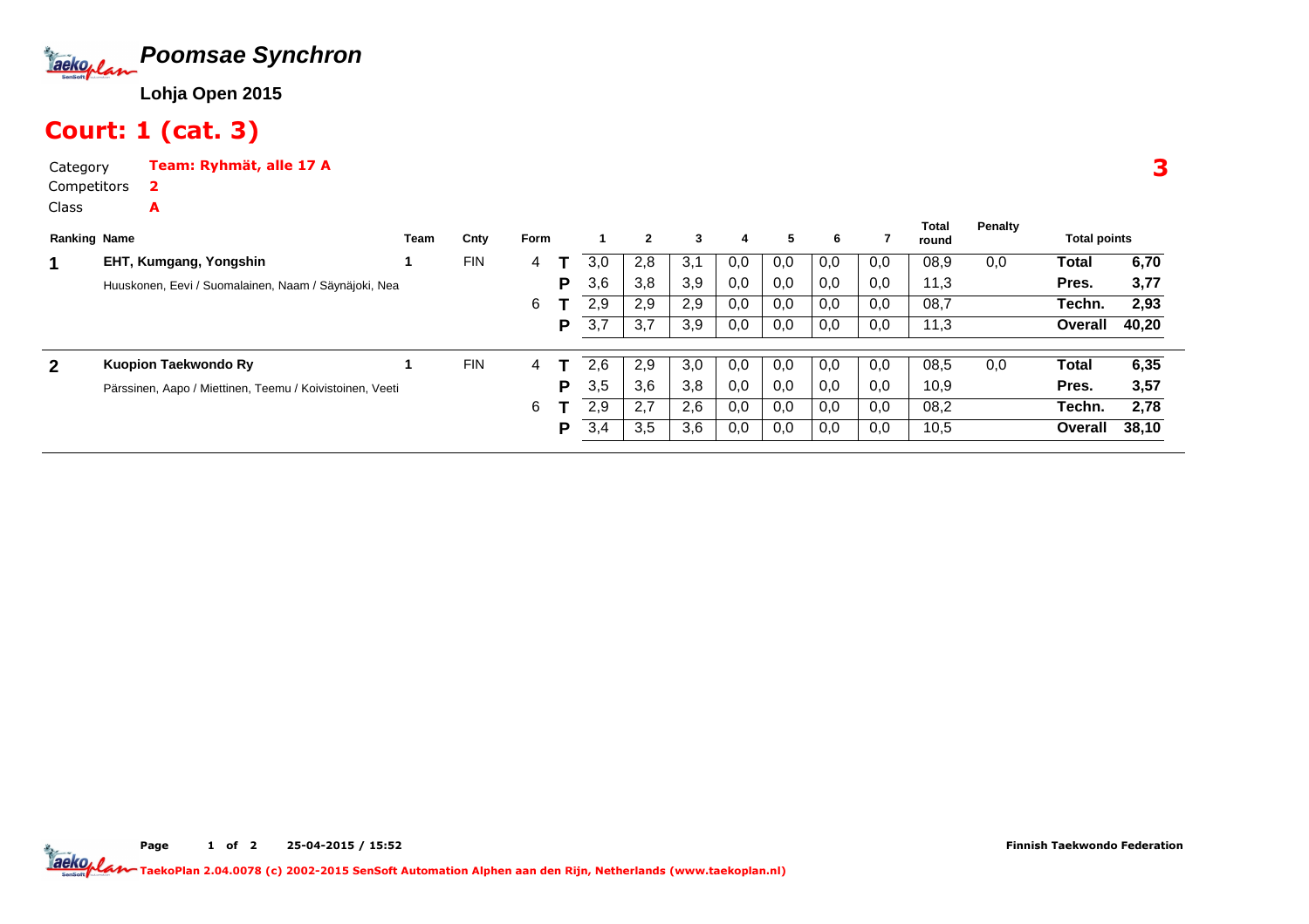# Poomsae Synchron

**Lohja Open 2015**

## Court: 1 (cat. 3)

Category **Team: Ryhmät, alle 17 A**

Competitors **2**

Class **A**

**3**

| Ranking | Name | Team | Cnty | Form | | 1 | 2 | 3 | 4 | 5 | 6 | 7 | Total round | Penalty | Total points | |
|---|---|---|---|---|---|---|---|---|---|---|---|---|---|---|---|---|
| 1 | EHT, Kumgang, Yongshin | 1 | FIN | 4 | T | 3,0 | 2,8 | 3,1 | 0,0 | 0,0 | 0,0 | 0,0 | 08,9 | 0,0 | Total | 6,70 |
| | Huuskonen, Eevi / Suomalainen, Naam / Säynäjoki, Nea | | | | P | 3,6 | 3,8 | 3,9 | 0,0 | 0,0 | 0,0 | 0,0 | 11,3 | | Pres. | 3,77 |
| | | | | 6 | T | 2,9 | 2,9 | 2,9 | 0,0 | 0,0 | 0,0 | 0,0 | 08,7 | | Techn. | 2,93 |
| | | | | | P | 3,7 | 3,7 | 3,9 | 0,0 | 0,0 | 0,0 | 0,0 | 11,3 | | Overall | 40,20 |
| 2 | Kuopion Taekwondo Ry | 1 | FIN | 4 | T | 2,6 | 2,9 | 3,0 | 0,0 | 0,0 | 0,0 | 0,0 | 08,5 | 0,0 | Total | 6,35 |
| | Pärssinen, Aapo / Miettinen, Teemu / Koivistoinen, Veeti | | | | P | 3,5 | 3,6 | 3,8 | 0,0 | 0,0 | 0,0 | 0,0 | 10,9 | | Pres. | 3,57 |
| | | | | 6 | T | 2,9 | 2,7 | 2,6 | 0,0 | 0,0 | 0,0 | 0,0 | 08,2 | | Techn. | 2,78 |
| | | | | | P | 3,4 | 3,5 | 3,6 | 0,0 | 0,0 | 0,0 | 0,0 | 10,5 | | Overall | 38,10 |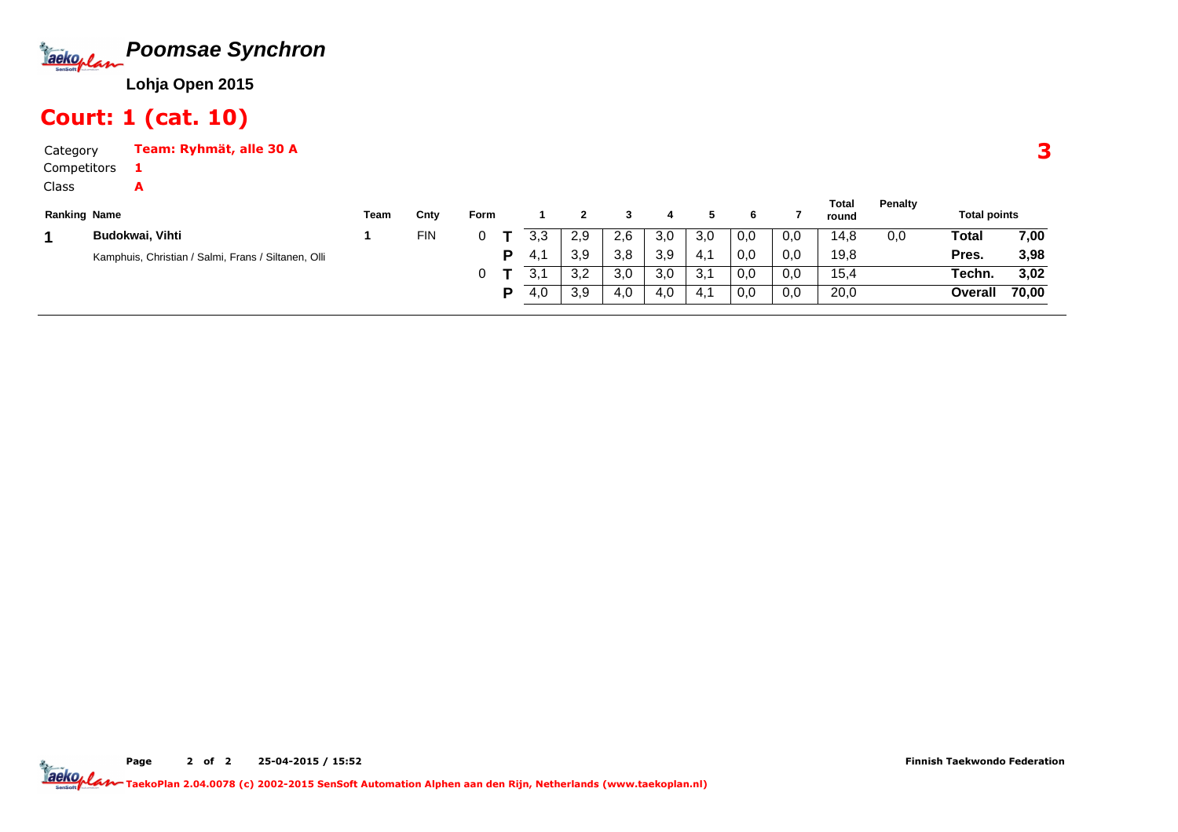# Poomsae Synchron

**Lohja Open 2015**

## Court: 1 (cat. 10)

Category **Team: Ryhmät, alle 30 A**

Competitors **1**

Class **A**

**3**

| Ranking | Name | Team | Cnty | Form | | 1 | 2 | 3 | 4 | 5 | 6 | 7 | Total round | Penalty | Total points | |
|---|---|---|---|---|---|---|---|---|---|---|---|---|---|---|---|---|
| **1** | **Budokwai, Vihti** | 1 | FIN | 0 | **T** | 3,3 | 2,9 | 2,6 | 3,0 | 3,0 | 0,0 | 0,0 | 14,8 | 0,0 | **Total** | **7,00** |
| | Kamphuis, Christian / Salmi, Frans / Siltanen, Olli | | | | **P** | 4,1 | 3,9 | 3,8 | 3,9 | 4,1 | 0,0 | 0,0 | 19,8 | | **Pres.** | **3,98** |
| | | | | 0 | **T** | 3,1 | 3,2 | 3,0 | 3,0 | 3,1 | 0,0 | 0,0 | 15,4 | | **Techn.** | **3,02** |
| | | | | | **P** | 4,0 | 3,9 | 4,0 | 4,0 | 4,1 | 0,0 | 0,0 | 20,0 | | **Overall** | **70,00** |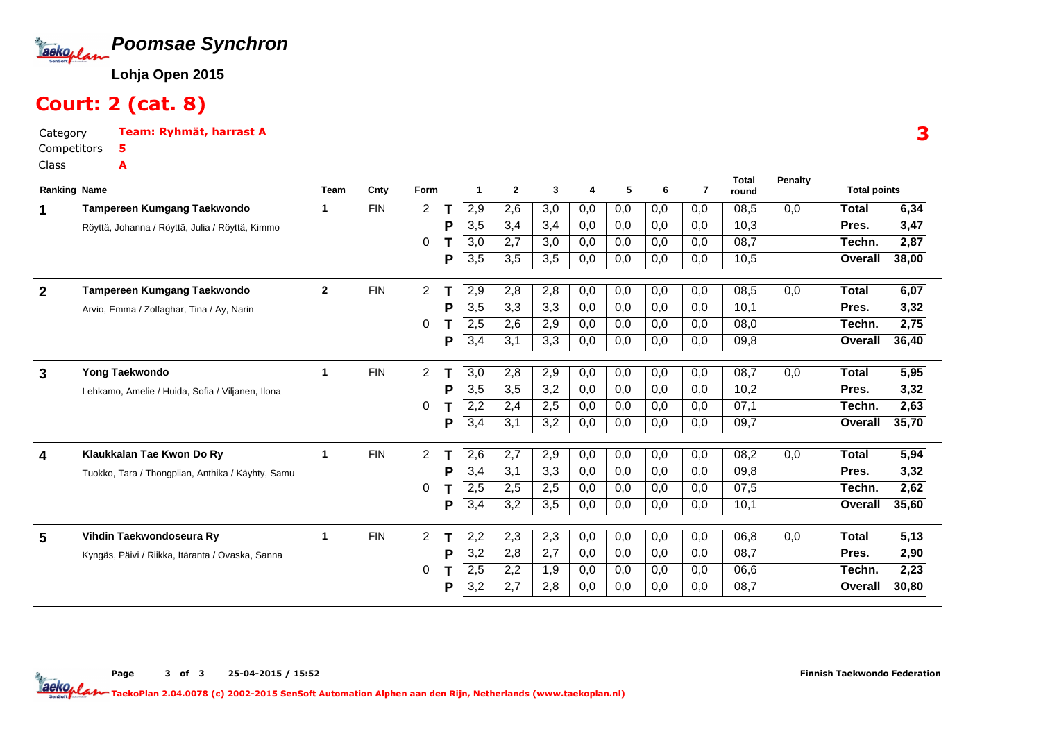# Poomsae Synchron

**Lohja Open 2015**

## Court: 2 (cat. 8)

Category **Team: Ryhmät, harrast A**

Competitors **5**

Class **A**

**3**

| Ranking | Name | Team | Cnty | Form | | 1 | 2 | 3 | 4 | 5 | 6 | 7 | Total round | Penalty | Total points | |
|---|---|---|---|---|---|---|---|---|---|---|---|---|---|---|---|---|
| 1 | **Tampereen Kumgang Taekwondo** | 1 | FIN | 2 | T | 2,9 | 2,6 | 3,0 | 0,0 | 0,0 | 0,0 | 0,0 | 08,5 | 0,0 | **Total** | **6,34** |
| | Röyttä, Johanna / Röyttä, Julia / Röyttä, Kimmo | | | | P | 3,5 | 3,4 | 3,4 | 0,0 | 0,0 | 0,0 | 0,0 | 10,3 | | **Pres.** | **3,47** |
| | | | | 0 | T | 3,0 | 2,7 | 3,0 | 0,0 | 0,0 | 0,0 | 0,0 | 08,7 | | **Techn.** | **2,87** |
| | | | | | P | 3,5 | 3,5 | 3,5 | 0,0 | 0,0 | 0,0 | 0,0 | 10,5 | | **Overall** | **38,00** |
| 2 | **Tampereen Kumgang Taekwondo** | 2 | FIN | 2 | T | 2,9 | 2,8 | 2,8 | 0,0 | 0,0 | 0,0 | 0,0 | 08,5 | 0,0 | **Total** | **6,07** |
| | Arvio, Emma / Zolfaghar, Tina / Ay, Narin | | | | P | 3,5 | 3,3 | 3,3 | 0,0 | 0,0 | 0,0 | 0,0 | 10,1 | | **Pres.** | **3,32** |
| | | | | 0 | T | 2,5 | 2,6 | 2,9 | 0,0 | 0,0 | 0,0 | 0,0 | 08,0 | | **Techn.** | **2,75** |
| | | | | | P | 3,4 | 3,1 | 3,3 | 0,0 | 0,0 | 0,0 | 0,0 | 09,8 | | **Overall** | **36,40** |
| 3 | **Yong Taekwondo** | 1 | FIN | 2 | T | 3,0 | 2,8 | 2,9 | 0,0 | 0,0 | 0,0 | 0,0 | 08,7 | 0,0 | **Total** | **5,95** |
| | Lehkamo, Amelie / Huida, Sofia / Viljanen, Ilona | | | | P | 3,5 | 3,5 | 3,2 | 0,0 | 0,0 | 0,0 | 0,0 | 10,2 | | **Pres.** | **3,32** |
| | | | | 0 | T | 2,2 | 2,4 | 2,5 | 0,0 | 0,0 | 0,0 | 0,0 | 07,1 | | **Techn.** | **2,63** |
| | | | | | P | 3,4 | 3,1 | 3,2 | 0,0 | 0,0 | 0,0 | 0,0 | 09,7 | | **Overall** | **35,70** |
| 4 | **Klaukkalan Tae Kwon Do Ry** | 1 | FIN | 2 | T | 2,6 | 2,7 | 2,9 | 0,0 | 0,0 | 0,0 | 0,0 | 08,2 | 0,0 | **Total** | **5,94** |
| | Tuokko, Tara / Thongplian, Anthika / Käyhty, Samu | | | | P | 3,4 | 3,1 | 3,3 | 0,0 | 0,0 | 0,0 | 0,0 | 09,8 | | **Pres.** | **3,32** |
| | | | | 0 | T | 2,5 | 2,5 | 2,5 | 0,0 | 0,0 | 0,0 | 0,0 | 07,5 | | **Techn.** | **2,62** |
| | | | | | P | 3,4 | 3,2 | 3,5 | 0,0 | 0,0 | 0,0 | 0,0 | 10,1 | | **Overall** | **35,60** |
| 5 | **Vihdin Taekwondoseura Ry** | 1 | FIN | 2 | T | 2,2 | 2,3 | 2,3 | 0,0 | 0,0 | 0,0 | 0,0 | 06,8 | 0,0 | **Total** | **5,13** |
| | Kyngäs, Päivi / Riikka, Itäranta / Ovaska, Sanna | | | | P | 3,2 | 2,8 | 2,7 | 0,0 | 0,0 | 0,0 | 0,0 | 08,7 | | **Pres.** | **2,90** |
| | | | | 0 | T | 2,5 | 2,2 | 1,9 | 0,0 | 0,0 | 0,0 | 0,0 | 06,6 | | **Techn.** | **2,23** |
| | | | | | P | 3,2 | 2,7 | 2,8 | 0,0 | 0,0 | 0,0 | 0,0 | 08,7 | | **Overall** | **30,80** |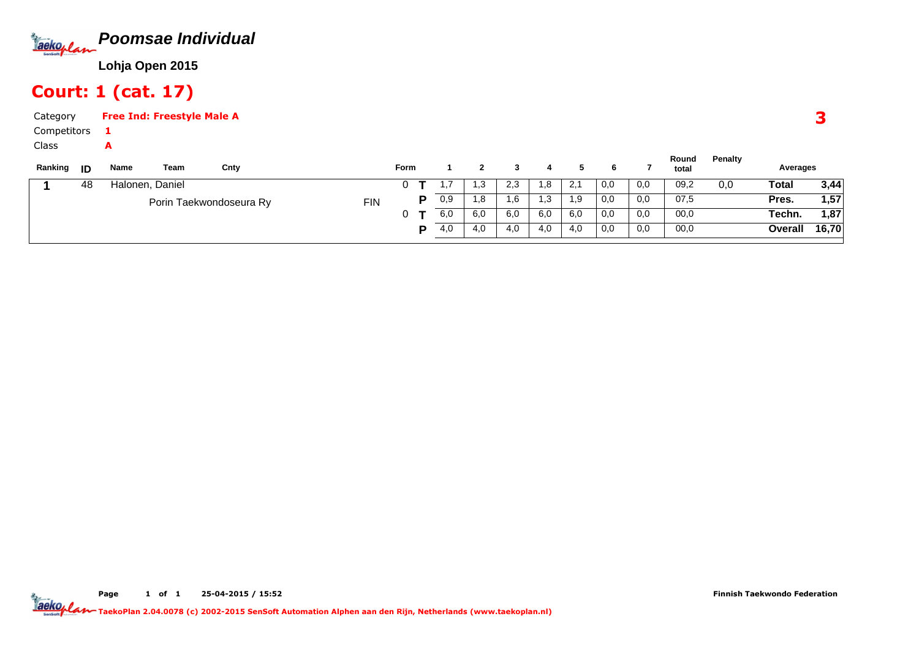# Poomsae Individual

**Lohja Open 2015**

## Court: 1 (cat. 17)

Category **Free Ind: Freestyle Male A**

Competitors **1**

Class **A**

**3**

| Ranking | ID | Name | Team | Cnty | Form | | 1 | 2 | 3 | 4 | 5 | 6 | 7 | Round total | Penalty | Averages | |
|---|---|---|---|---|---|---|---|---|---|---|---|---|---|---|---|---|---|
| **1** | 48 | Halonen, Daniel | | | 0 | **T** | 1,7 | 1,3 | 2,3 | 1,8 | 2,1 | 0,0 | 0,0 | 09,2 | 0,0 | **Total** | **3,44** |
| | | | Porin Taekwondoseura Ry | FIN | | **P** | 0,9 | 1,8 | 1,6 | 1,3 | 1,9 | 0,0 | 0,0 | 07,5 | | **Pres.** | **1,57** |
| | | | | | 0 | **T** | 6,0 | 6,0 | 6,0 | 6,0 | 6,0 | 0,0 | 0,0 | 00,0 | | **Techn.** | **1,87** |
| | | | | | | **P** | 4,0 | 4,0 | 4,0 | 4,0 | 4,0 | 0,0 | 0,0 | 00,0 | | **Overall** | **16,70** |

25-04-2015 / 15:52

Finnish Taekwondo Federation

TaekoPlan 2.04.0078 (c) 2002-2015 SenSoft Automation Alphen aan den Rijn, Netherlands (www.taekoplan.nl)